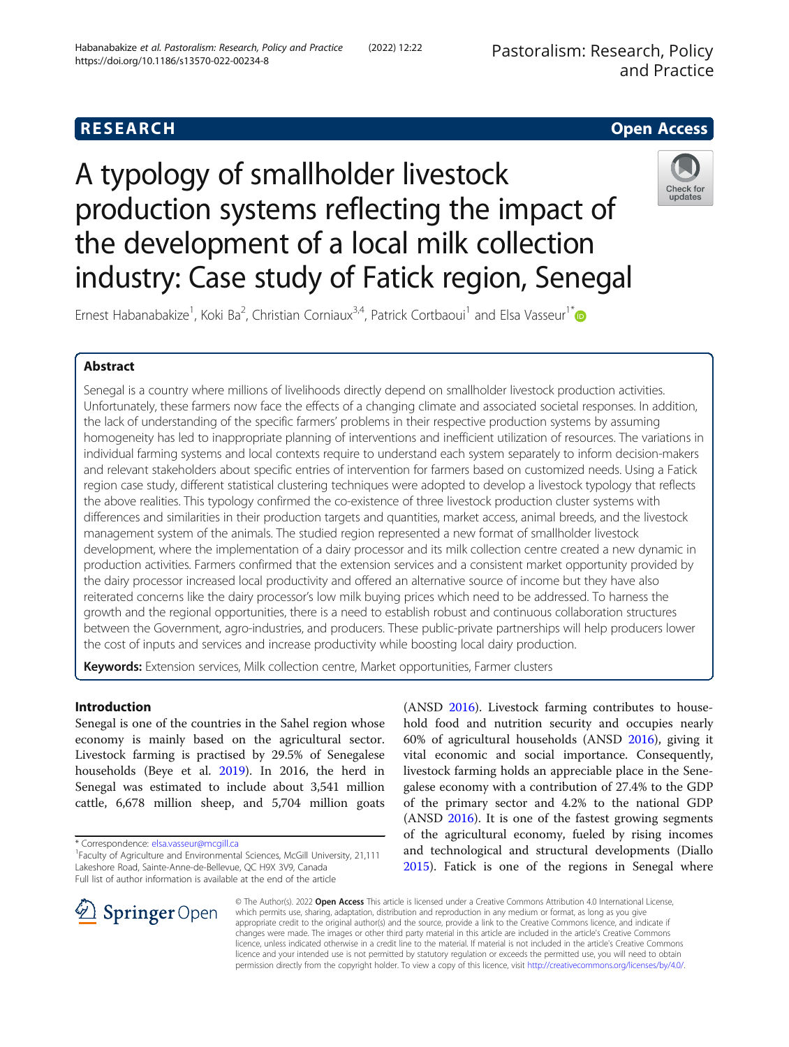RESEARCH Open Access

# A typology of smallholder livestock production systems reflecting the impact of the development of a local milk collection industry: Case study of Fatick region, Senegal

Ernest Habanabakize[1], Koki Ba[2], Christian Corniaux[3,4], Patrick Cortbaoui[1] and Elsa Vasseur[1*]

## Abstract

Senegal is a country where millions of livelihoods directly depend on smallholder livestock production activities. Unfortunately, these farmers now face the effects of a changing climate and associated societal responses. In addition, the lack of understanding of the specific farmers' problems in their respective production systems by assuming homogeneity has led to inappropriate planning of interventions and inefficient utilization of resources. The variations in individual farming systems and local contexts require to understand each system separately to inform decision-makers and relevant stakeholders about specific entries of intervention for farmers based on customized needs. Using a Fatick region case study, different statistical clustering techniques were adopted to develop a livestock typology that reflects the above realities. This typology confirmed the co-existence of three livestock production cluster systems with differences and similarities in their production targets and quantities, market access, animal breeds, and the livestock management system of the animals. The studied region represented a new format of smallholder livestock development, where the implementation of a dairy processor and its milk collection centre created a new dynamic in production activities. Farmers confirmed that the extension services and a consistent market opportunity provided by the dairy processor increased local productivity and offered an alternative source of income but they have also reiterated concerns like the dairy processor's low milk buying prices which need to be addressed. To harness the growth and the regional opportunities, there is a need to establish robust and continuous collaboration structures between the Government, agro-industries, and producers. These public-private partnerships will help producers lower the cost of inputs and services and increase productivity while boosting local dairy production.

**Keywords:** Extension services, Milk collection centre, Market opportunities, Farmer clusters

## Introduction

Senegal is one of the countries in the Sahel region whose economy is mainly based on the agricultural sector. Livestock farming is practised by 29.5% of Senegalese households (Beye et al. 2019). In 2016, the herd in Senegal was estimated to include about 3,541 million cattle, 6,678 million sheep, and 5,704 million goats (ANSD 2016). Livestock farming contributes to household food and nutrition security and occupies nearly 60% of agricultural households (ANSD 2016), giving it vital economic and social importance. Consequently, livestock farming holds an appreciable place in the Senegalese economy with a contribution of 27.4% to the GDP of the primary sector and 4.2% to the national GDP (ANSD 2016). It is one of the fastest growing segments of the agricultural economy, fueled by rising incomes and technological and structural developments (Diallo 2015). Fatick is one of the regions in Senegal where

\* Correspondence: elsa.vasseur@mcgill.ca
[1]Faculty of Agriculture and Environmental Sciences, McGill University, 21,111 Lakeshore Road, Sainte-Anne-de-Bellevue, QC H9X 3V9, Canada
Full list of author information is available at the end of the article

© The Author(s). 2022 Open Access This article is licensed under a Creative Commons Attribution 4.0 International License, which permits use, sharing, adaptation, distribution and reproduction in any medium or format, as long as you give appropriate credit to the original author(s) and the source, provide a link to the Creative Commons licence, and indicate if changes were made. The images or other third party material in this article are included in the article's Creative Commons licence, unless indicated otherwise in a credit line to the material. If material is not included in the article's Creative Commons licence and your intended use is not permitted by statutory regulation or exceeds the permitted use, you will need to obtain permission directly from the copyright holder. To view a copy of this licence, visit http://creativecommons.org/licenses/by/4.0/.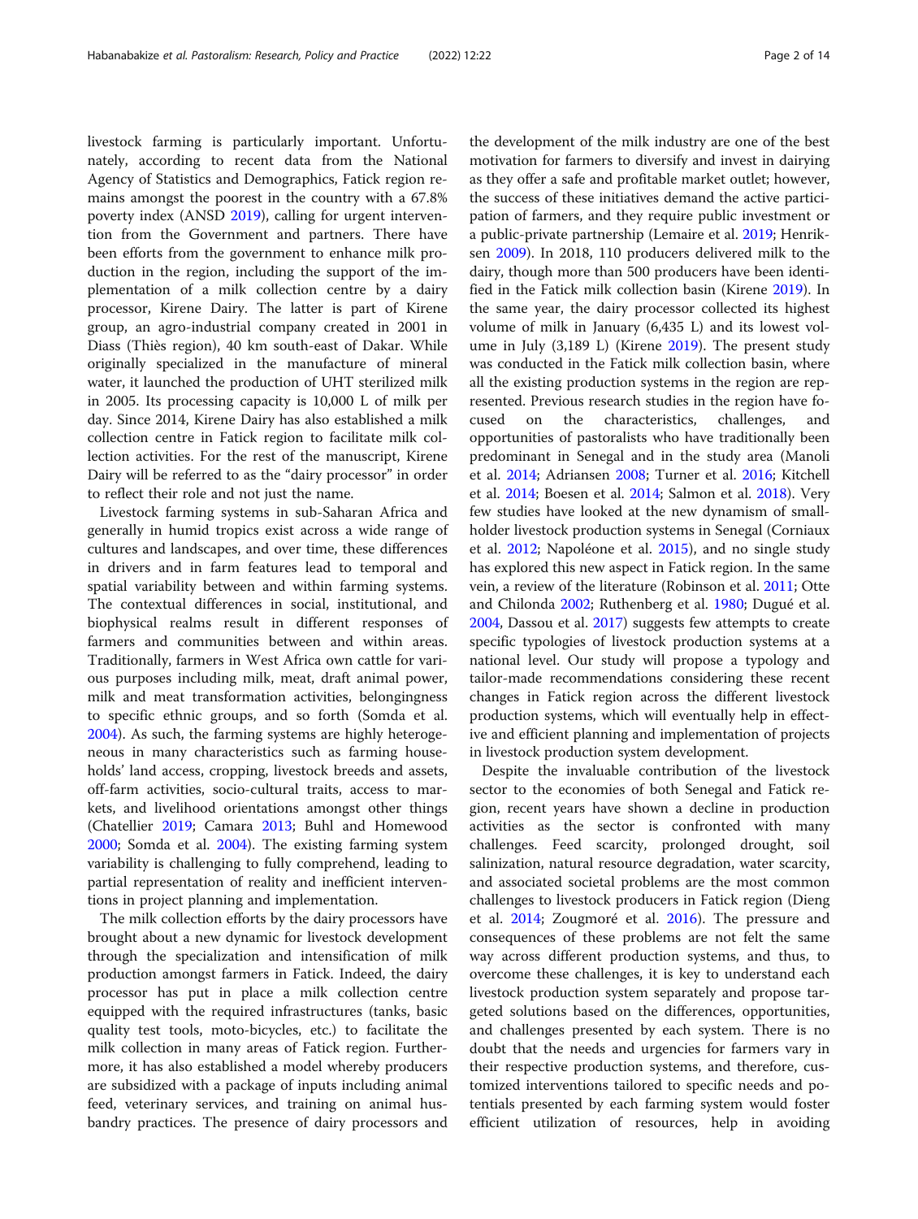livestock farming is particularly important. Unfortunately, according to recent data from the National Agency of Statistics and Demographics, Fatick region remains amongst the poorest in the country with a 67.8% poverty index (ANSD 2019), calling for urgent intervention from the Government and partners. There have been efforts from the government to enhance milk production in the region, including the support of the implementation of a milk collection centre by a dairy processor, Kirene Dairy. The latter is part of Kirene group, an agro-industrial company created in 2001 in Diass (Thiès region), 40 km south-east of Dakar. While originally specialized in the manufacture of mineral water, it launched the production of UHT sterilized milk in 2005. Its processing capacity is 10,000 L of milk per day. Since 2014, Kirene Dairy has also established a milk collection centre in Fatick region to facilitate milk collection activities. For the rest of the manuscript, Kirene Dairy will be referred to as the "dairy processor" in order to reflect their role and not just the name.

Livestock farming systems in sub-Saharan Africa and generally in humid tropics exist across a wide range of cultures and landscapes, and over time, these differences in drivers and in farm features lead to temporal and spatial variability between and within farming systems. The contextual differences in social, institutional, and biophysical realms result in different responses of farmers and communities between and within areas. Traditionally, farmers in West Africa own cattle for various purposes including milk, meat, draft animal power, milk and meat transformation activities, belongingness to specific ethnic groups, and so forth (Somda et al. 2004). As such, the farming systems are highly heterogeneous in many characteristics such as farming households' land access, cropping, livestock breeds and assets, off-farm activities, socio-cultural traits, access to markets, and livelihood orientations amongst other things (Chatellier 2019; Camara 2013; Buhl and Homewood 2000; Somda et al. 2004). The existing farming system variability is challenging to fully comprehend, leading to partial representation of reality and inefficient interventions in project planning and implementation.

The milk collection efforts by the dairy processors have brought about a new dynamic for livestock development through the specialization and intensification of milk production amongst farmers in Fatick. Indeed, the dairy processor has put in place a milk collection centre equipped with the required infrastructures (tanks, basic quality test tools, moto-bicycles, etc.) to facilitate the milk collection in many areas of Fatick region. Furthermore, it has also established a model whereby producers are subsidized with a package of inputs including animal feed, veterinary services, and training on animal husbandry practices. The presence of dairy processors and the development of the milk industry are one of the best motivation for farmers to diversify and invest in dairying as they offer a safe and profitable market outlet; however, the success of these initiatives demand the active participation of farmers, and they require public investment or a public-private partnership (Lemaire et al. 2019; Henriksen 2009). In 2018, 110 producers delivered milk to the dairy, though more than 500 producers have been identified in the Fatick milk collection basin (Kirene 2019). In the same year, the dairy processor collected its highest volume of milk in January (6,435 L) and its lowest volume in July (3,189 L) (Kirene 2019). The present study was conducted in the Fatick milk collection basin, where all the existing production systems in the region are represented. Previous research studies in the region have focused on the characteristics, challenges, and opportunities of pastoralists who have traditionally been predominant in Senegal and in the study area (Manoli et al. 2014; Adriansen 2008; Turner et al. 2016; Kitchell et al. 2014; Boesen et al. 2014; Salmon et al. 2018). Very few studies have looked at the new dynamism of smallholder livestock production systems in Senegal (Corniaux et al. 2012; Napoléone et al. 2015), and no single study has explored this new aspect in Fatick region. In the same vein, a review of the literature (Robinson et al. 2011; Otte and Chilonda 2002; Ruthenberg et al. 1980; Dugué et al. 2004, Dassou et al. 2017) suggests few attempts to create specific typologies of livestock production systems at a national level. Our study will propose a typology and tailor-made recommendations considering these recent changes in Fatick region across the different livestock production systems, which will eventually help in effective and efficient planning and implementation of projects in livestock production system development.

Despite the invaluable contribution of the livestock sector to the economies of both Senegal and Fatick region, recent years have shown a decline in production activities as the sector is confronted with many challenges. Feed scarcity, prolonged drought, soil salinization, natural resource degradation, water scarcity, and associated societal problems are the most common challenges to livestock producers in Fatick region (Dieng et al. 2014; Zougmoré et al. 2016). The pressure and consequences of these problems are not felt the same way across different production systems, and thus, to overcome these challenges, it is key to understand each livestock production system separately and propose targeted solutions based on the differences, opportunities, and challenges presented by each system. There is no doubt that the needs and urgencies for farmers vary in their respective production systems, and therefore, customized interventions tailored to specific needs and potentials presented by each farming system would foster efficient utilization of resources, help in avoiding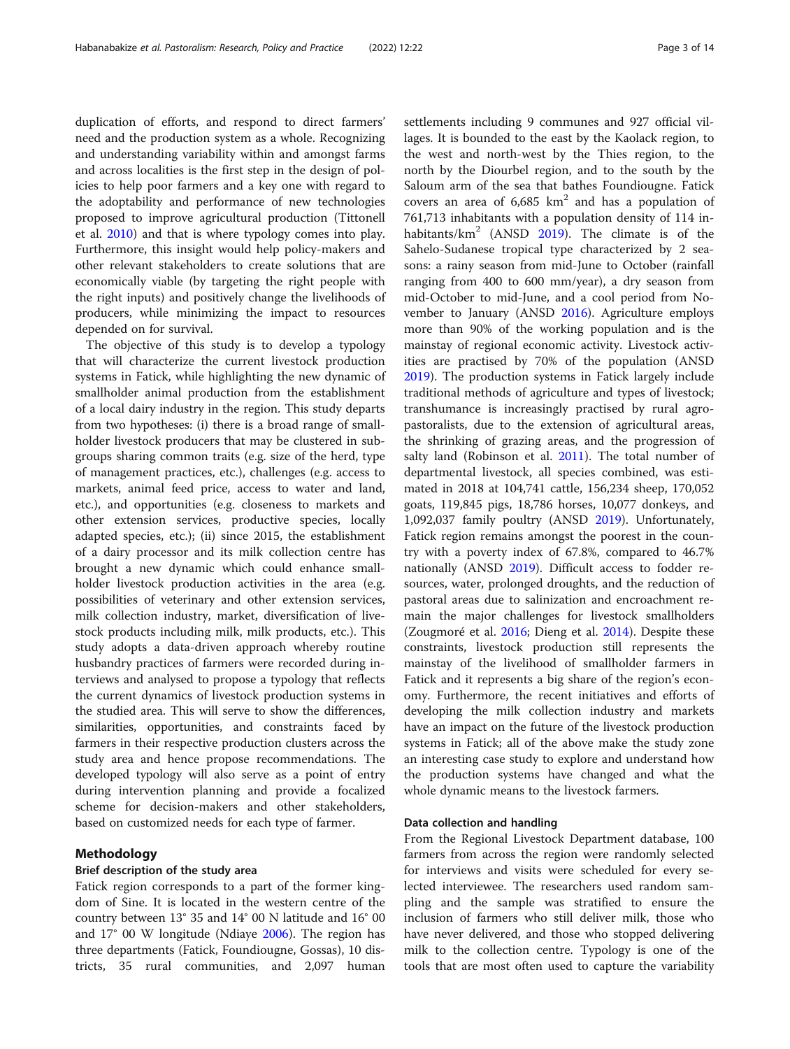duplication of efforts, and respond to direct farmers' need and the production system as a whole. Recognizing and understanding variability within and amongst farms and across localities is the first step in the design of policies to help poor farmers and a key one with regard to the adoptability and performance of new technologies proposed to improve agricultural production (Tittonell et al. 2010) and that is where typology comes into play. Furthermore, this insight would help policy-makers and other relevant stakeholders to create solutions that are economically viable (by targeting the right people with the right inputs) and positively change the livelihoods of producers, while minimizing the impact to resources depended on for survival.

The objective of this study is to develop a typology that will characterize the current livestock production systems in Fatick, while highlighting the new dynamic of smallholder animal production from the establishment of a local dairy industry in the region. This study departs from two hypotheses: (i) there is a broad range of smallholder livestock producers that may be clustered in subgroups sharing common traits (e.g. size of the herd, type of management practices, etc.), challenges (e.g. access to markets, animal feed price, access to water and land, etc.), and opportunities (e.g. closeness to markets and other extension services, productive species, locally adapted species, etc.); (ii) since 2015, the establishment of a dairy processor and its milk collection centre has brought a new dynamic which could enhance smallholder livestock production activities in the area (e.g. possibilities of veterinary and other extension services, milk collection industry, market, diversification of livestock products including milk, milk products, etc.). This study adopts a data-driven approach whereby routine husbandry practices of farmers were recorded during interviews and analysed to propose a typology that reflects the current dynamics of livestock production systems in the studied area. This will serve to show the differences, similarities, opportunities, and constraints faced by farmers in their respective production clusters across the study area and hence propose recommendations. The developed typology will also serve as a point of entry during intervention planning and provide a focalized scheme for decision-makers and other stakeholders, based on customized needs for each type of farmer.

## Methodology

### Brief description of the study area

Fatick region corresponds to a part of the former kingdom of Sine. It is located in the western centre of the country between 13° 35 and 14° 00 N latitude and 16° 00 and 17° 00 W longitude (Ndiaye 2006). The region has three departments (Fatick, Foundiougne, Gossas), 10 districts, 35 rural communities, and 2,097 human settlements including 9 communes and 927 official villages. It is bounded to the east by the Kaolack region, to the west and north-west by the Thies region, to the north by the Diourbel region, and to the south by the Saloum arm of the sea that bathes Foundiougne. Fatick covers an area of 6,685 km$^2$ and has a population of 761,713 inhabitants with a population density of 114 inhabitants/km$^2$ (ANSD 2019). The climate is of the Sahelo-Sudanese tropical type characterized by 2 seasons: a rainy season from mid-June to October (rainfall ranging from 400 to 600 mm/year), a dry season from mid-October to mid-June, and a cool period from November to January (ANSD 2016). Agriculture employs more than 90% of the working population and is the mainstay of regional economic activity. Livestock activities are practised by 70% of the population (ANSD 2019). The production systems in Fatick largely include traditional methods of agriculture and types of livestock; transhumance is increasingly practised by rural agro-pastoralists, due to the extension of agricultural areas, the shrinking of grazing areas, and the progression of salty land (Robinson et al. 2011). The total number of departmental livestock, all species combined, was estimated in 2018 at 104,741 cattle, 156,234 sheep, 170,052 goats, 119,845 pigs, 18,786 horses, 10,077 donkeys, and 1,092,037 family poultry (ANSD 2019). Unfortunately, Fatick region remains amongst the poorest in the country with a poverty index of 67.8%, compared to 46.7% nationally (ANSD 2019). Difficult access to fodder resources, water, prolonged droughts, and the reduction of pastoral areas due to salinization and encroachment remain the major challenges for livestock smallholders (Zougmoré et al. 2016; Dieng et al. 2014). Despite these constraints, livestock production still represents the mainstay of the livelihood of smallholder farmers in Fatick and it represents a big share of the region's economy. Furthermore, the recent initiatives and efforts of developing the milk collection industry and markets have an impact on the future of the livestock production systems in Fatick; all of the above make the study zone an interesting case study to explore and understand how the production systems have changed and what the whole dynamic means to the livestock farmers.

### Data collection and handling

From the Regional Livestock Department database, 100 farmers from across the region were randomly selected for interviews and visits were scheduled for every selected interviewee. The researchers used random sampling and the sample was stratified to ensure the inclusion of farmers who still deliver milk, those who have never delivered, and those who stopped delivering milk to the collection centre. Typology is one of the tools that are most often used to capture the variability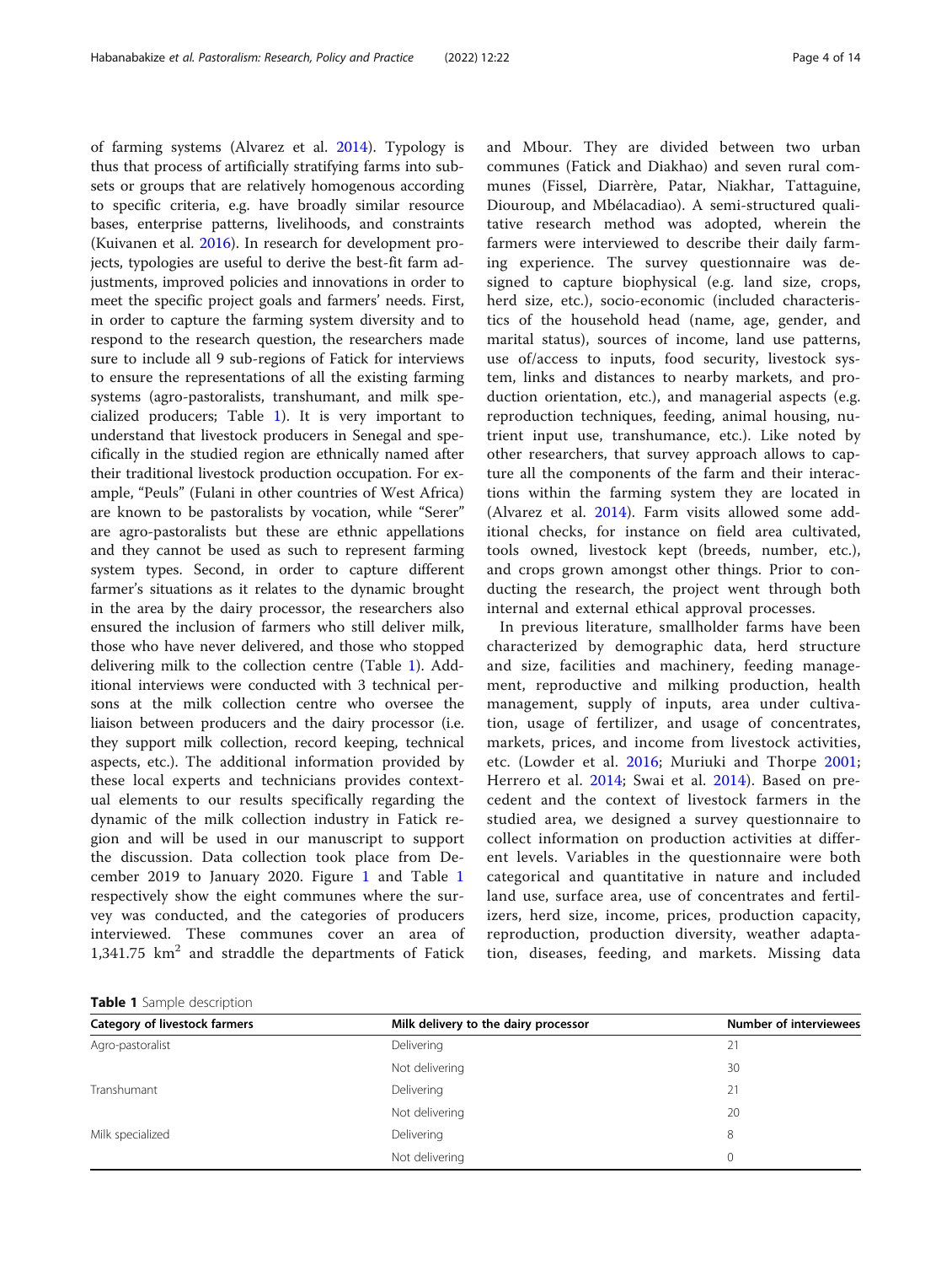of farming systems (Alvarez et al. 2014). Typology is thus that process of artificially stratifying farms into subsets or groups that are relatively homogenous according to specific criteria, e.g. have broadly similar resource bases, enterprise patterns, livelihoods, and constraints (Kuivanen et al. 2016). In research for development projects, typologies are useful to derive the best-fit farm adjustments, improved policies and innovations in order to meet the specific project goals and farmers' needs. First, in order to capture the farming system diversity and to respond to the research question, the researchers made sure to include all 9 sub-regions of Fatick for interviews to ensure the representations of all the existing farming systems (agro-pastoralists, transhumant, and milk specialized producers; Table 1). It is very important to understand that livestock producers in Senegal and specifically in the studied region are ethnically named after their traditional livestock production occupation. For example, "Peuls" (Fulani in other countries of West Africa) are known to be pastoralists by vocation, while "Serer" are agro-pastoralists but these are ethnic appellations and they cannot be used as such to represent farming system types. Second, in order to capture different farmer's situations as it relates to the dynamic brought in the area by the dairy processor, the researchers also ensured the inclusion of farmers who still deliver milk, those who have never delivered, and those who stopped delivering milk to the collection centre (Table 1). Additional interviews were conducted with 3 technical persons at the milk collection centre who oversee the liaison between producers and the dairy processor (i.e. they support milk collection, record keeping, technical aspects, etc.). The additional information provided by these local experts and technicians provides contextual elements to our results specifically regarding the dynamic of the milk collection industry in Fatick region and will be used in our manuscript to support the discussion. Data collection took place from December 2019 to January 2020. Figure 1 and Table 1 respectively show the eight communes where the survey was conducted, and the categories of producers interviewed. These communes cover an area of 1,341.75 km$^2$ and straddle the departments of Fatick and Mbour. They are divided between two urban communes (Fatick and Diakhao) and seven rural communes (Fissel, Diarrère, Patar, Niakhar, Tattaguine, Diouroup, and Mbélacadiao). A semi-structured qualitative research method was adopted, wherein the farmers were interviewed to describe their daily farming experience. The survey questionnaire was designed to capture biophysical (e.g. land size, crops, herd size, etc.), socio-economic (included characteristics of the household head (name, age, gender, and marital status), sources of income, land use patterns, use of/access to inputs, food security, livestock system, links and distances to nearby markets, and production orientation, etc.), and managerial aspects (e.g. reproduction techniques, feeding, animal housing, nutrient input use, transhumance, etc.). Like noted by other researchers, that survey approach allows to capture all the components of the farm and their interactions within the farming system they are located in (Alvarez et al. 2014). Farm visits allowed some additional checks, for instance on field area cultivated, tools owned, livestock kept (breeds, number, etc.), and crops grown amongst other things. Prior to conducting the research, the project went through both internal and external ethical approval processes.

In previous literature, smallholder farms have been characterized by demographic data, herd structure and size, facilities and machinery, feeding management, reproductive and milking production, health management, supply of inputs, area under cultivation, usage of fertilizer, and usage of concentrates, markets, prices, and income from livestock activities, etc. (Lowder et al. 2016; Muriuki and Thorpe 2001; Herrero et al. 2014; Swai et al. 2014). Based on precedent and the context of livestock farmers in the studied area, we designed a survey questionnaire to collect information on production activities at different levels. Variables in the questionnaire were both categorical and quantitative in nature and included land use, surface area, use of concentrates and fertilizers, herd size, income, prices, production capacity, reproduction, production diversity, weather adaptation, diseases, feeding, and markets. Missing data

**Table 1** Sample description

| Category of livestock farmers | Milk delivery to the dairy processor | Number of interviewees |
|---|---|---|
| Agro-pastoralist | Delivering | 21 |
| | Not delivering | 30 |
| Transhumant | Delivering | 21 |
| | Not delivering | 20 |
| Milk specialized | Delivering | 8 |
| | Not delivering | 0 |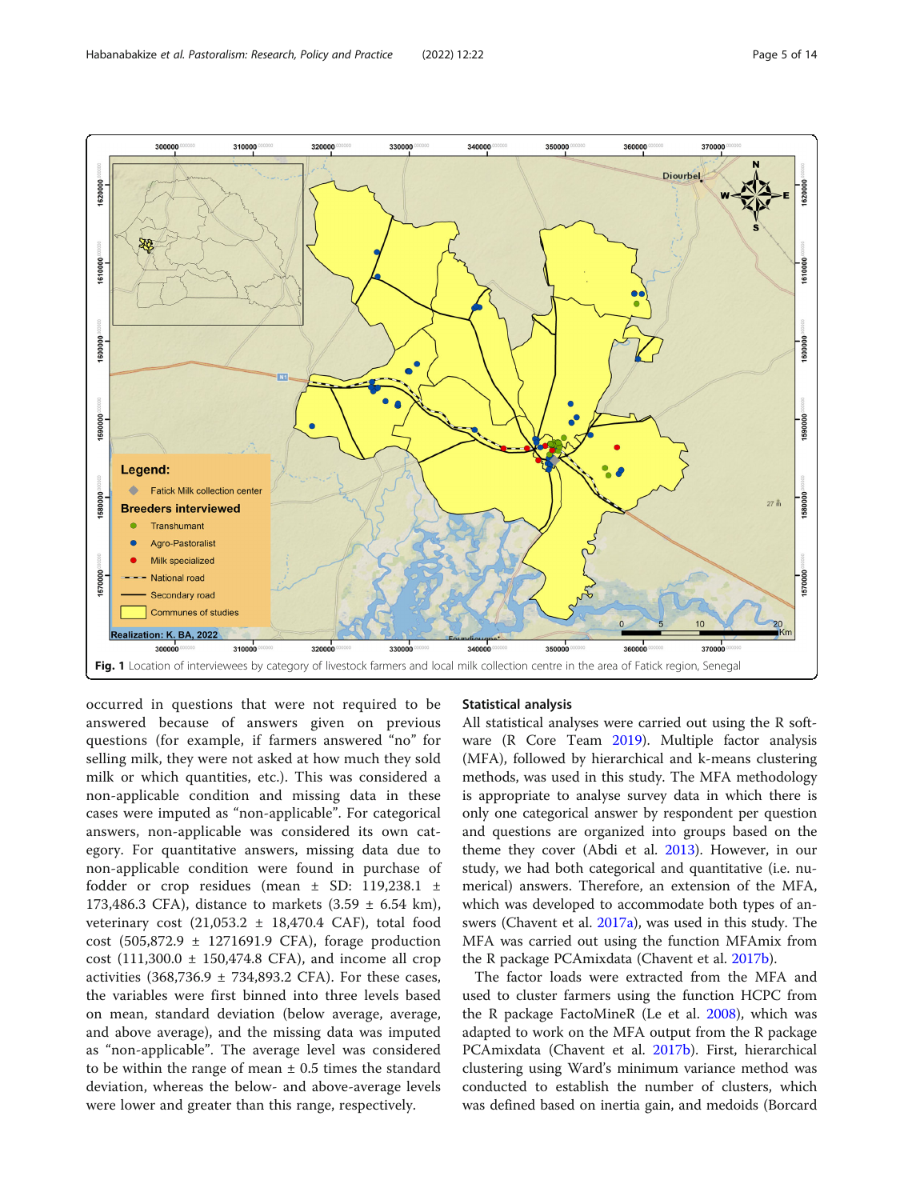**Fig. 1** Location of interviewees by category of livestock farmers and local milk collection centre in the area of Fatick region, Senegal

occurred in questions that were not required to be answered because of answers given on previous questions (for example, if farmers answered "no" for selling milk, they were not asked at how much they sold milk or which quantities, etc.). This was considered a non-applicable condition and missing data in these cases were imputed as "non-applicable". For categorical answers, non-applicable was considered its own category. For quantitative answers, missing data due to non-applicable condition were found in purchase of fodder or crop residues (mean ± SD: 119,238.1 ± 173,486.3 CFA), distance to markets (3.59 ± 6.54 km), veterinary cost (21,053.2 ± 18,470.4 CAF), total food cost (505,872.9 ± 1271691.9 CFA), forage production cost (111,300.0 ± 150,474.8 CFA), and income all crop activities (368,736.9 ± 734,893.2 CFA). For these cases, the variables were first binned into three levels based on mean, standard deviation (below average, average, and above average), and the missing data was imputed as "non-applicable". The average level was considered to be within the range of mean ± 0.5 times the standard deviation, whereas the below- and above-average levels were lower and greater than this range, respectively.

### Statistical analysis

All statistical analyses were carried out using the R software (R Core Team 2019). Multiple factor analysis (MFA), followed by hierarchical and k-means clustering methods, was used in this study. The MFA methodology is appropriate to analyse survey data in which there is only one categorical answer by respondent per question and questions are organized into groups based on the theme they cover (Abdi et al. 2013). However, in our study, we had both categorical and quantitative (i.e. numerical) answers. Therefore, an extension of the MFA, which was developed to accommodate both types of answers (Chavent et al. 2017a), was used in this study. The MFA was carried out using the function MFAmix from the R package PCAmixdata (Chavent et al. 2017b).

The factor loads were extracted from the MFA and used to cluster farmers using the function HCPC from the R package FactoMineR (Le et al. 2008), which was adapted to work on the MFA output from the R package PCAmixdata (Chavent et al. 2017b). First, hierarchical clustering using Ward's minimum variance method was conducted to establish the number of clusters, which was defined based on inertia gain, and medoids (Borcard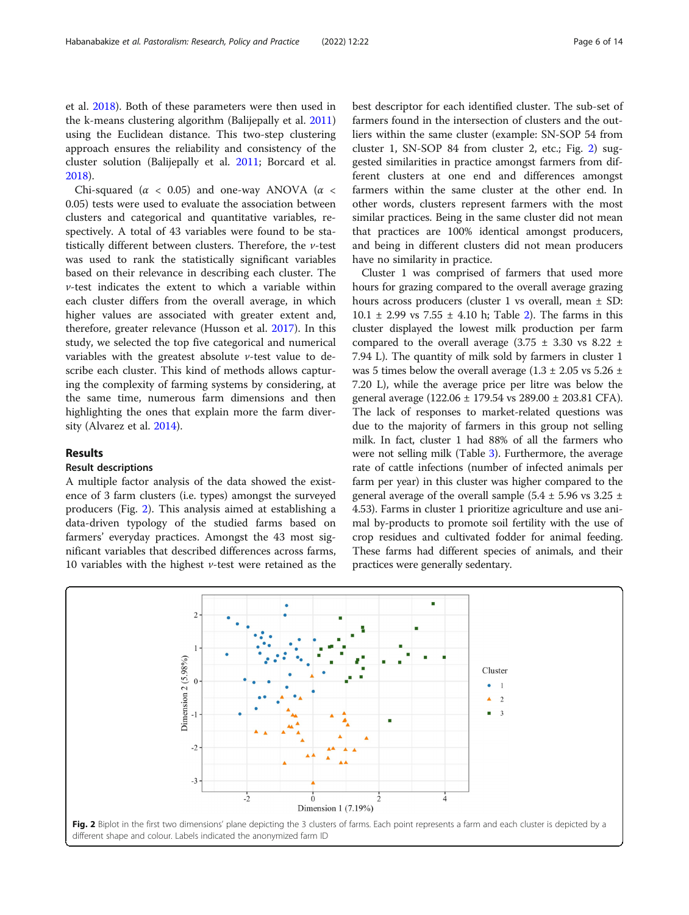et al. 2018). Both of these parameters were then used in the k-means clustering algorithm (Balijepally et al. 2011) using the Euclidean distance. This two-step clustering approach ensures the reliability and consistency of the cluster solution (Balijepally et al. 2011; Borcard et al. 2018).

Chi-squared ($\alpha < 0.05$) and one-way ANOVA ($\alpha < 0.05$) tests were used to evaluate the association between clusters and categorical and quantitative variables, respectively. A total of 43 variables were found to be statistically different between clusters. Therefore, the $v$-test was used to rank the statistically significant variables based on their relevance in describing each cluster. The $v$-test indicates the extent to which a variable within each cluster differs from the overall average, in which higher values are associated with greater extent and, therefore, greater relevance (Husson et al. 2017). In this study, we selected the top five categorical and numerical variables with the greatest absolute $v$-test value to describe each cluster. This kind of methods allows capturing the complexity of farming systems by considering, at the same time, numerous farm dimensions and then highlighting the ones that explain more the farm diversity (Alvarez et al. 2014).

## Results

### Result descriptions

A multiple factor analysis of the data showed the existence of 3 farm clusters (i.e. types) amongst the surveyed producers (Fig. 2). This analysis aimed at establishing a data-driven typology of the studied farms based on farmers' everyday practices. Amongst the 43 most significant variables that described differences across farms, 10 variables with the highest $v$-test were retained as the best descriptor for each identified cluster. The sub-set of farmers found in the intersection of clusters and the outliers within the same cluster (example: SN-SOP 54 from cluster 1, SN-SOP 84 from cluster 2, etc.; Fig. 2) suggested similarities in practice amongst farmers from different clusters at one end and differences amongst farmers within the same cluster at the other end. In other words, clusters represent farmers with the most similar practices. Being in the same cluster did not mean that practices are 100% identical amongst producers, and being in different clusters did not mean producers have no similarity in practice.

Cluster 1 was comprised of farmers that used more hours for grazing compared to the overall average grazing hours across producers (cluster 1 vs overall, mean ± SD: 10.1 ± 2.99 vs 7.55 ± 4.10 h; Table 2). The farms in this cluster displayed the lowest milk production per farm compared to the overall average (3.75 ± 3.30 vs 8.22 ± 7.94 L). The quantity of milk sold by farmers in cluster 1 was 5 times below the overall average (1.3 ± 2.05 vs 5.26 ± 7.20 L), while the average price per litre was below the general average (122.06 ± 179.54 vs 289.00 ± 203.81 CFA). The lack of responses to market-related questions was due to the majority of farmers in this group not selling milk. In fact, cluster 1 had 88% of all the farmers who were not selling milk (Table 3). Furthermore, the average rate of cattle infections (number of infected animals per farm per year) in this cluster was higher compared to the general average of the overall sample (5.4 ± 5.96 vs 3.25 ± 4.53). Farms in cluster 1 prioritize agriculture and use animal by-products to promote soil fertility with the use of crop residues and cultivated fodder for animal feeding. These farms had different species of animals, and their practices were generally sedentary.

**Fig. 2** Biplot in the first two dimensions' plane depicting the 3 clusters of farms. Each point represents a farm and each cluster is depicted by a different shape and colour. Labels indicated the anonymized farm ID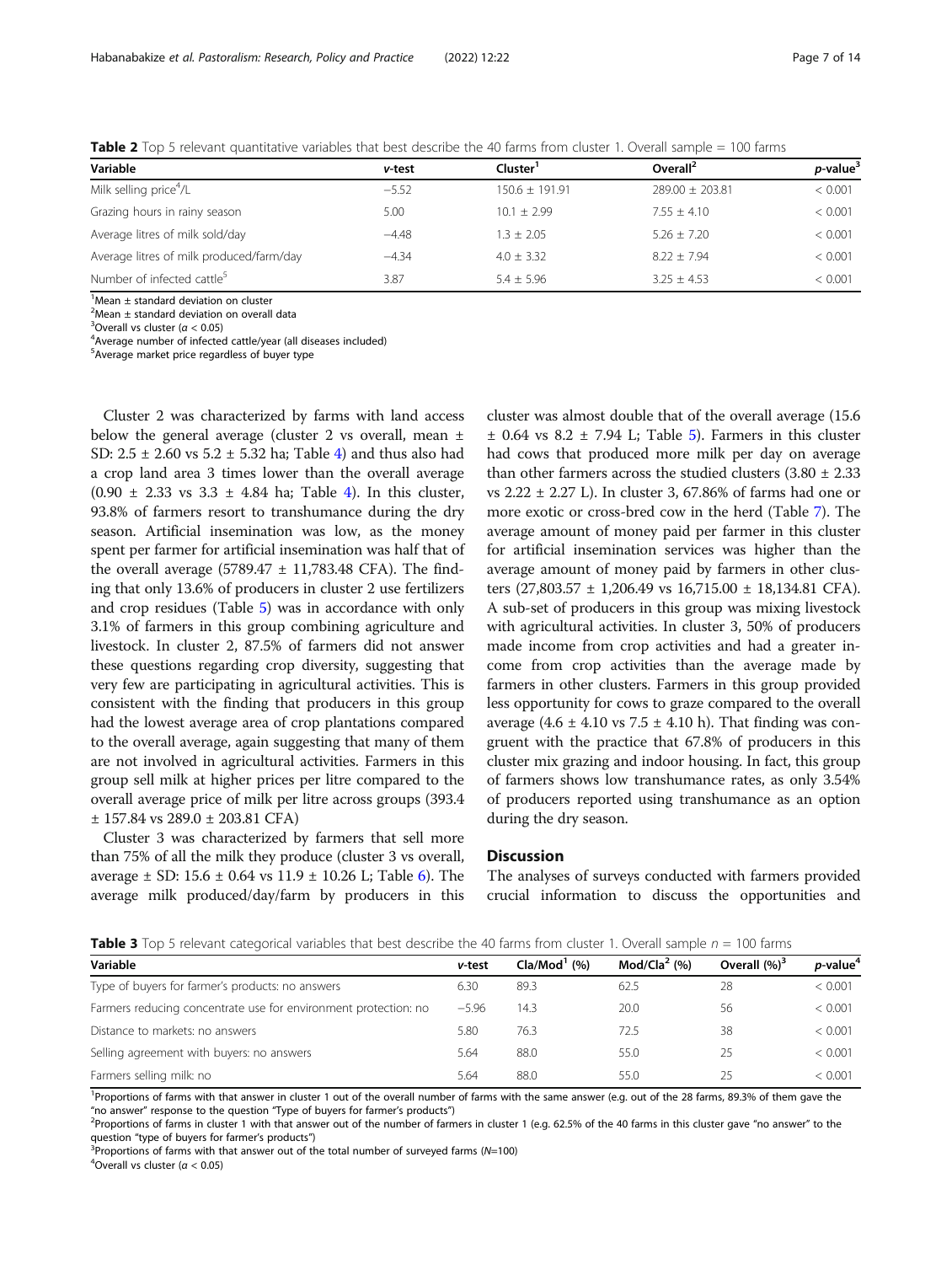**Table 2** Top 5 relevant quantitative variables that best describe the 40 farms from cluster 1. Overall sample = 100 farms

| Variable | *v*-test | Cluster[1] | Overall[2] | *p*-value[3] |
|---|---|---|---|---|
| Milk selling price[4]/L | −5.52 | 150.6 ± 191.91 | 289.00 ± 203.81 | < 0.001 |
| Grazing hours in rainy season | 5.00 | 10.1 ± 2.99 | 7.55 ± 4.10 | < 0.001 |
| Average litres of milk sold/day | −4.48 | 1.3 ± 2.05 | 5.26 ± 7.20 | < 0.001 |
| Average litres of milk produced/farm/day | −4.34 | 4.0 ± 3.32 | 8.22 ± 7.94 | < 0.001 |
| Number of infected cattle[5] | 3.87 | 5.4 ± 5.96 | 3.25 ± 4.53 | < 0.001 |

[1]Mean ± standard deviation on cluster
[2]Mean ± standard deviation on overall data
[3]Overall vs cluster ($\alpha < 0.05$)
[4]Average number of infected cattle/year (all diseases included)
[5]Average market price regardless of buyer type

Cluster 2 was characterized by farms with land access below the general average (cluster 2 vs overall, mean ± SD: 2.5 ± 2.60 vs 5.2 ± 5.32 ha; Table 4) and thus also had a crop land area 3 times lower than the overall average (0.90 ± 2.33 vs 3.3 ± 4.84 ha; Table 4). In this cluster, 93.8% of farmers resort to transhumance during the dry season. Artificial insemination was low, as the money spent per farmer for artificial insemination was half that of the overall average (5789.47 ± 11,783.48 CFA). The finding that only 13.6% of producers in cluster 2 use fertilizers and crop residues (Table 5) was in accordance with only 3.1% of farmers in this group combining agriculture and livestock. In cluster 2, 87.5% of farmers did not answer these questions regarding crop diversity, suggesting that very few are participating in agricultural activities. This is consistent with the finding that producers in this group had the lowest average area of crop plantations compared to the overall average, again suggesting that many of them are not involved in agricultural activities. Farmers in this group sell milk at higher prices per litre compared to the overall average price of milk per litre across groups (393.4 ± 157.84 vs 289.0 ± 203.81 CFA)

Cluster 3 was characterized by farmers that sell more than 75% of all the milk they produce (cluster 3 vs overall, average ± SD: 15.6 ± 0.64 vs 11.9 ± 10.26 L; Table 6). The average milk produced/day/farm by producers in this cluster was almost double that of the overall average (15.6 ± 0.64 vs 8.2 ± 7.94 L; Table 5). Farmers in this cluster had cows that produced more milk per day on average than other farmers across the studied clusters (3.80 ± 2.33 vs 2.22 ± 2.27 L). In cluster 3, 67.86% of farms had one or more exotic or cross-bred cow in the herd (Table 7). The average amount of money paid per farmer in this cluster for artificial insemination services was higher than the average amount of money paid by farmers in other clusters (27,803.57 ± 1,206.49 vs 16,715.00 ± 18,134.81 CFA). A sub-set of producers in this group was mixing livestock with agricultural activities. In cluster 3, 50% of producers made income from crop activities and had a greater income from crop activities than the average made by farmers in other clusters. Farmers in this group provided less opportunity for cows to graze compared to the overall average (4.6 ± 4.10 vs 7.5 ± 4.10 h). That finding was congruent with the practice that 67.8% of producers in this cluster mix grazing and indoor housing. In fact, this group of farmers shows low transhumance rates, as only 3.54% of producers reported using transhumance as an option during the dry season.

## Discussion

The analyses of surveys conducted with farmers provided crucial information to discuss the opportunities and

**Table 3** Top 5 relevant categorical variables that best describe the 40 farms from cluster 1. Overall sample $n = 100$ farms

| Variable | *v*-test | Cla/Mod[1] (%) | Mod/Cla[2] (%) | Overall (%)[3] | *p*-value[4] |
|---|---|---|---|---|---|
| Type of buyers for farmer's products: no answers | 6.30 | 89.3 | 62.5 | 28 | < 0.001 |
| Farmers reducing concentrate use for environment protection: no | −5.96 | 14.3 | 20.0 | 56 | < 0.001 |
| Distance to markets: no answers | 5.80 | 76.3 | 72.5 | 38 | < 0.001 |
| Selling agreement with buyers: no answers | 5.64 | 88.0 | 55.0 | 25 | < 0.001 |
| Farmers selling milk: no | 5.64 | 88.0 | 55.0 | 25 | < 0.001 |

[1]Proportions of farms with that answer in cluster 1 out of the overall number of farms with the same answer (e.g. out of the 28 farms, 89.3% of them gave the "no answer" response to the question "Type of buyers for farmer's products")
[2]Proportions of farms in cluster 1 with that answer out of the number of farmers in cluster 1 (e.g. 62.5% of the 40 farms in this cluster gave "no answer" to the question "type of buyers for farmer's products")
[3]Proportions of farms with that answer out of the total number of surveyed farms ($N$=100)
[4]Overall vs cluster ($\alpha < 0.05$)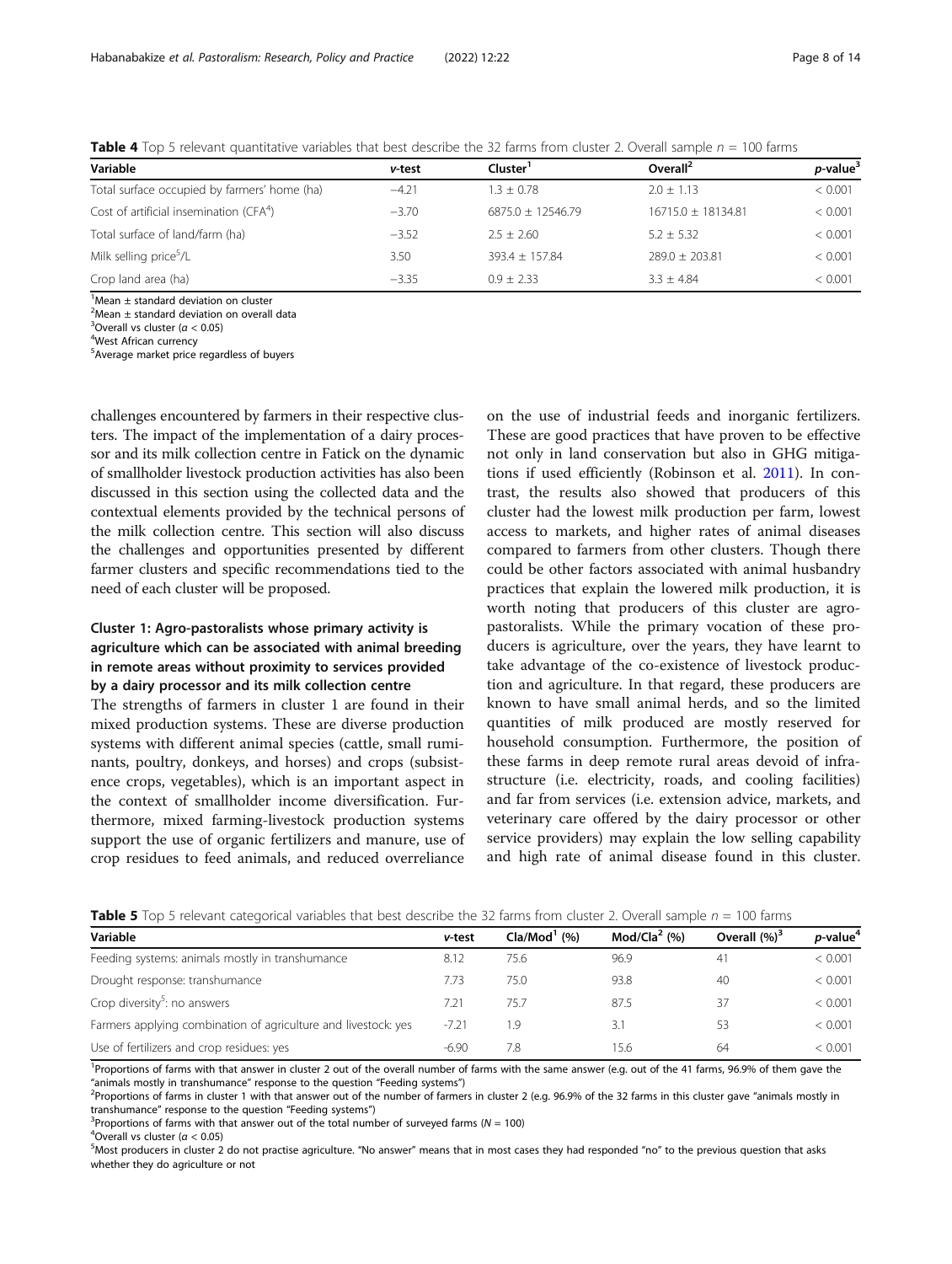**Table 4** Top 5 relevant quantitative variables that best describe the 32 farms from cluster 2. Overall sample $n$ = 100 farms

| Variable | *v*-test | Cluster[1] | Overall[2] | *p*-value[3] |
|---|---|---|---|---|
| Total surface occupied by farmers' home (ha) | −4.21 | 1.3 ± 0.78 | 2.0 ± 1.13 | < 0.001 |
| Cost of artificial insemination (CFA[4]) | −3.70 | 6875.0 ± 12546.79 | 16715.0 ± 18134.81 | < 0.001 |
| Total surface of land/farm (ha) | −3.52 | 2.5 ± 2.60 | 5.2 ± 5.32 | < 0.001 |
| Milk selling price[5]/L | 3.50 | 393.4 ± 157.84 | 289.0 ± 203.81 | < 0.001 |
| Crop land area (ha) | −3.35 | 0.9 ± 2.33 | 3.3 ± 4.84 | < 0.001 |

[1]Mean ± standard deviation on cluster
[2]Mean ± standard deviation on overall data
[3]Overall vs cluster ($\alpha$ < 0.05)
[4]West African currency
[5]Average market price regardless of buyers

challenges encountered by farmers in their respective clusters. The impact of the implementation of a dairy processor and its milk collection centre in Fatick on the dynamic of smallholder livestock production activities has also been discussed in this section using the collected data and the contextual elements provided by the technical persons of the milk collection centre. This section will also discuss the challenges and opportunities presented by different farmer clusters and specific recommendations tied to the need of each cluster will be proposed.

### Cluster 1: Agro-pastoralists whose primary activity is agriculture which can be associated with animal breeding in remote areas without proximity to services provided by a dairy processor and its milk collection centre

The strengths of farmers in cluster 1 are found in their mixed production systems. These are diverse production systems with different animal species (cattle, small ruminants, poultry, donkeys, and horses) and crops (subsistence crops, vegetables), which is an important aspect in the context of smallholder income diversification. Furthermore, mixed farming-livestock production systems support the use of organic fertilizers and manure, use of crop residues to feed animals, and reduced overreliance on the use of industrial feeds and inorganic fertilizers. These are good practices that have proven to be effective not only in land conservation but also in GHG mitigations if used efficiently (Robinson et al. 2011). In contrast, the results also showed that producers of this cluster had the lowest milk production per farm, lowest access to markets, and higher rates of animal diseases compared to farmers from other clusters. Though there could be other factors associated with animal husbandry practices that explain the lowered milk production, it is worth noting that producers of this cluster are agro-pastoralists. While the primary vocation of these producers is agriculture, over the years, they have learnt to take advantage of the co-existence of livestock production and agriculture. In that regard, these producers are known to have small animal herds, and so the limited quantities of milk produced are mostly reserved for household consumption. Furthermore, the position of these farms in deep remote rural areas devoid of infrastructure (i.e. electricity, roads, and cooling facilities) and far from services (i.e. extension advice, markets, and veterinary care offered by the dairy processor or other service providers) may explain the low selling capability and high rate of animal disease found in this cluster.

**Table 5** Top 5 relevant categorical variables that best describe the 32 farms from cluster 2. Overall sample $n$ = 100 farms

| Variable | *v*-test | Cla/Mod[1] (%) | Mod/Cla[2] (%) | Overall (%)[3] | *p*-value[4] |
|---|---|---|---|---|---|
| Feeding systems: animals mostly in transhumance | 8.12 | 75.6 | 96.9 | 41 | < 0.001 |
| Drought response: transhumance | 7.73 | 75.0 | 93.8 | 40 | < 0.001 |
| Crop diversity[5]: no answers | 7.21 | 75.7 | 87.5 | 37 | < 0.001 |
| Farmers applying combination of agriculture and livestock: yes | −7.21 | 1.9 | 3.1 | 53 | < 0.001 |
| Use of fertilizers and crop residues: yes | −6.90 | 7.8 | 15.6 | 64 | < 0.001 |

[1]Proportions of farms with that answer in cluster 2 out of the overall number of farms with the same answer (e.g. out of the 41 farms, 96.9% of them gave the "animals mostly in transhumance" response to the question "Feeding systems")
[2]Proportions of farms in cluster 1 with that answer out of the number of farmers in cluster 2 (e.g. 96.9% of the 32 farms in this cluster gave "animals mostly in transhumance" response to the question "Feeding systems")
[3]Proportions of farms with that answer out of the total number of surveyed farms ($N$ = 100)
[4]Overall vs cluster ($\alpha$ < 0.05)
[5]Most producers in cluster 2 do not practise agriculture. "No answer" means that in most cases they had responded "no" to the previous question that asks whether they do agriculture or not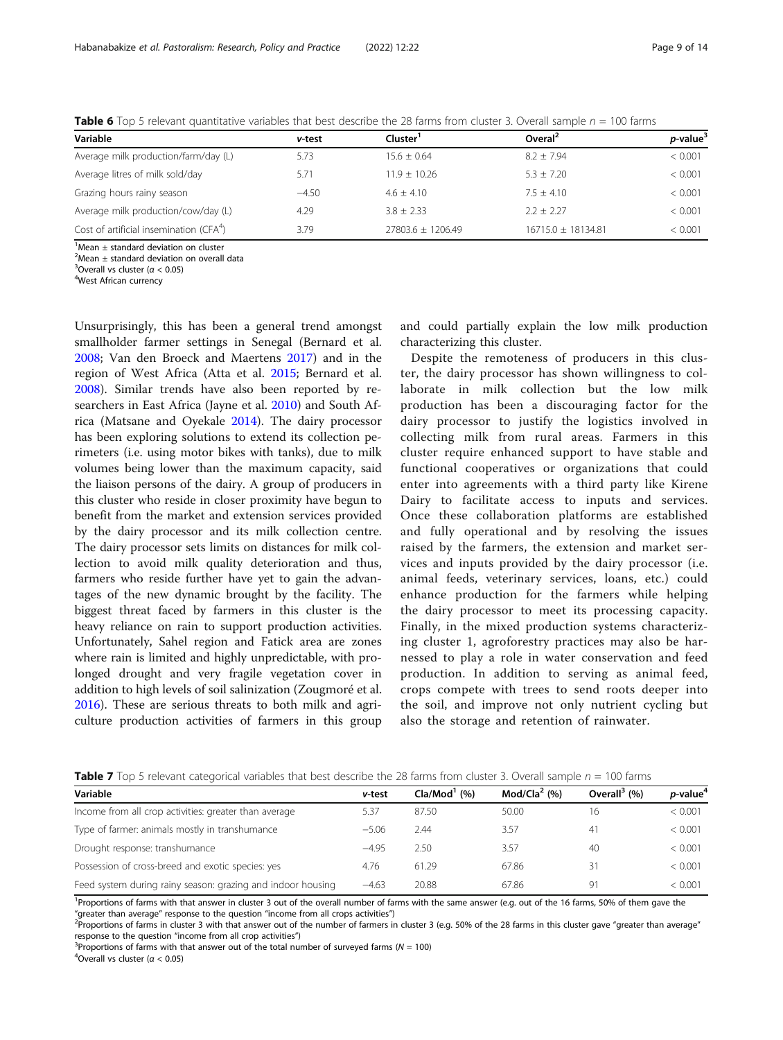**Table 6** Top 5 relevant quantitative variables that best describe the 28 farms from cluster 3. Overall sample $n$ = 100 farms

| Variable | *v*-test | Cluster[1] | Overal[2] | *p*-value[3] |
|---|---|---|---|---|
| Average milk production/farm/day (L) | 5.73 | 15.6 ± 0.64 | 8.2 ± 7.94 | < 0.001 |
| Average litres of milk sold/day | 5.71 | 11.9 ± 10.26 | 5.3 ± 7.20 | < 0.001 |
| Grazing hours rainy season | −4.50 | 4.6 ± 4.10 | 7.5 ± 4.10 | < 0.001 |
| Average milk production/cow/day (L) | 4.29 | 3.8 ± 2.33 | 2.2 ± 2.27 | < 0.001 |
| Cost of artificial insemination (CFA[4]) | 3.79 | 27803.6 ± 1206.49 | 16715.0 ± 18134.81 | < 0.001 |

[1]Mean ± standard deviation on cluster
[2]Mean ± standard deviation on overall data
[3]Overall vs cluster ($\alpha$ < 0.05)
[4]West African currency

Unsurprisingly, this has been a general trend amongst smallholder farmer settings in Senegal (Bernard et al. 2008; Van den Broeck and Maertens 2017) and in the region of West Africa (Atta et al. 2015; Bernard et al. 2008). Similar trends have also been reported by researchers in East Africa (Jayne et al. 2010) and South Africa (Matsane and Oyekale 2014). The dairy processor has been exploring solutions to extend its collection perimeters (i.e. using motor bikes with tanks), due to milk volumes being lower than the maximum capacity, said the liaison persons of the dairy. A group of producers in this cluster who reside in closer proximity have begun to benefit from the market and extension services provided by the dairy processor and its milk collection centre. The dairy processor sets limits on distances for milk collection to avoid milk quality deterioration and thus, farmers who reside further have yet to gain the advantages of the new dynamic brought by the facility. The biggest threat faced by farmers in this cluster is the heavy reliance on rain to support production activities. Unfortunately, Sahel region and Fatick area are zones where rain is limited and highly unpredictable, with prolonged drought and very fragile vegetation cover in addition to high levels of soil salinization (Zougmoré et al. 2016). These are serious threats to both milk and agriculture production activities of farmers in this group and could partially explain the low milk production characterizing this cluster.

Despite the remoteness of producers in this cluster, the dairy processor has shown willingness to collaborate in milk collection but the low milk production has been a discouraging factor for the dairy processor to justify the logistics involved in collecting milk from rural areas. Farmers in this cluster require enhanced support to have stable and functional cooperatives or organizations that could enter into agreements with a third party like Kirene Dairy to facilitate access to inputs and services. Once these collaboration platforms are established and fully operational and by resolving the issues raised by the farmers, the extension and market services and inputs provided by the dairy processor (i.e. animal feeds, veterinary services, loans, etc.) could enhance production for the farmers while helping the dairy processor to meet its processing capacity. Finally, in the mixed production systems characterizing cluster 1, agroforestry practices may also be harnessed to play a role in water conservation and feed production. In addition to serving as animal feed, crops compete with trees to send roots deeper into the soil, and improve not only nutrient cycling but also the storage and retention of rainwater.

**Table 7** Top 5 relevant categorical variables that best describe the 28 farms from cluster 3. Overall sample $n$ = 100 farms

| Variable | *v*-test | Cla/Mod[1] (%) | Mod/Cla[2] (%) | Overall[3] (%) | *p*-value[4] |
|---|---|---|---|---|---|
| Income from all crop activities: greater than average | 5.37 | 87.50 | 50.00 | 16 | < 0.001 |
| Type of farmer: animals mostly in transhumance | −5.06 | 2.44 | 3.57 | 41 | < 0.001 |
| Drought response: transhumance | −4.95 | 2.50 | 3.57 | 40 | < 0.001 |
| Possession of cross-breed and exotic species: yes | 4.76 | 61.29 | 67.86 | 31 | < 0.001 |
| Feed system during rainy season: grazing and indoor housing | −4.63 | 20.88 | 67.86 | 91 | < 0.001 |

[1]Proportions of farms with that answer in cluster 3 out of the overall number of farms with the same answer (e.g. out of the 16 farms, 50% of them gave the "greater than average" response to the question "income from all crops activities")
[2]Proportions of farms in cluster 3 with that answer out of the number of farmers in cluster 3 (e.g. 50% of the 28 farms in this cluster gave "greater than average" response to the question "income from all crop activities")
[3]Proportions of farms with that answer out of the total number of surveyed farms ($N$ = 100)
[4]Overall vs cluster ($\alpha$ < 0.05)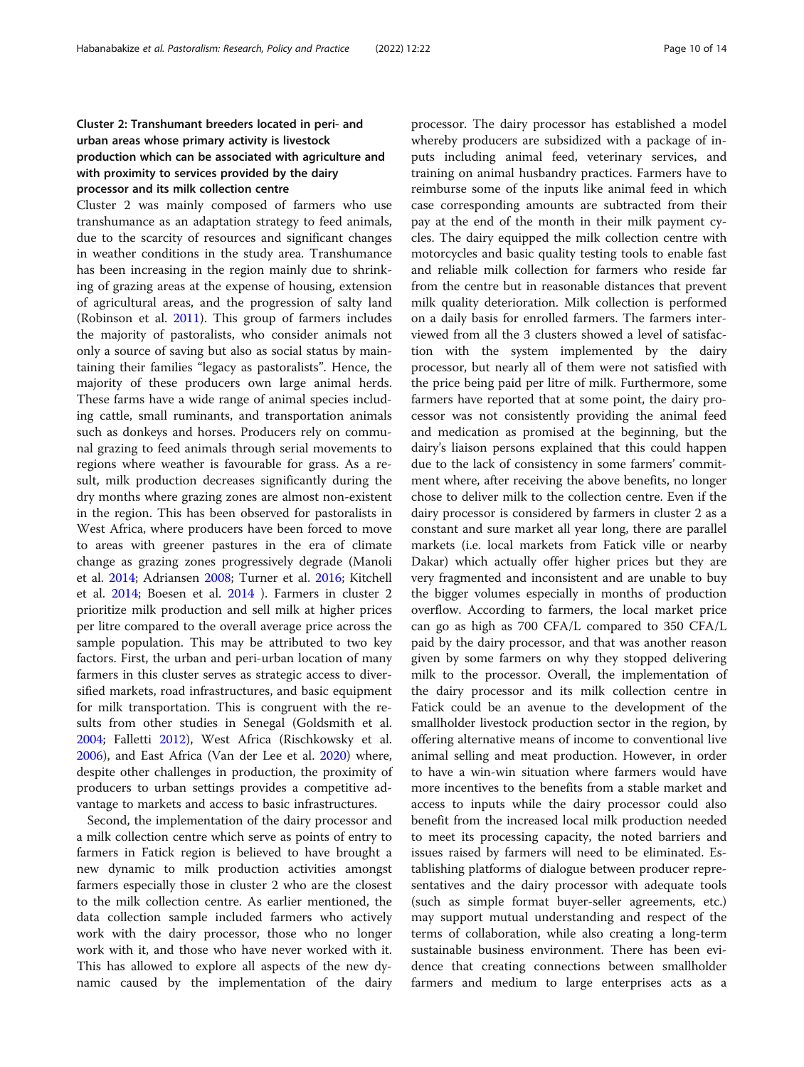### Cluster 2: Transhumant breeders located in peri- and urban areas whose primary activity is livestock production which can be associated with agriculture and with proximity to services provided by the dairy processor and its milk collection centre

Cluster 2 was mainly composed of farmers who use transhumance as an adaptation strategy to feed animals, due to the scarcity of resources and significant changes in weather conditions in the study area. Transhumance has been increasing in the region mainly due to shrinking of grazing areas at the expense of housing, extension of agricultural areas, and the progression of salty land (Robinson et al. 2011). This group of farmers includes the majority of pastoralists, who consider animals not only a source of saving but also as social status by maintaining their families "legacy as pastoralists". Hence, the majority of these producers own large animal herds. These farms have a wide range of animal species including cattle, small ruminants, and transportation animals such as donkeys and horses. Producers rely on communal grazing to feed animals through serial movements to regions where weather is favourable for grass. As a result, milk production decreases significantly during the dry months where grazing zones are almost non-existent in the region. This has been observed for pastoralists in West Africa, where producers have been forced to move to areas with greener pastures in the era of climate change as grazing zones progressively degrade (Manoli et al. 2014; Adriansen 2008; Turner et al. 2016; Kitchell et al. 2014; Boesen et al. 2014 ). Farmers in cluster 2 prioritize milk production and sell milk at higher prices per litre compared to the overall average price across the sample population. This may be attributed to two key factors. First, the urban and peri-urban location of many farmers in this cluster serves as strategic access to diversified markets, road infrastructures, and basic equipment for milk transportation. This is congruent with the results from other studies in Senegal (Goldsmith et al. 2004; Falletti 2012), West Africa (Rischkowsky et al. 2006), and East Africa (Van der Lee et al. 2020) where, despite other challenges in production, the proximity of producers to urban settings provides a competitive advantage to markets and access to basic infrastructures.

Second, the implementation of the dairy processor and a milk collection centre which serve as points of entry to farmers in Fatick region is believed to have brought a new dynamic to milk production activities amongst farmers especially those in cluster 2 who are the closest to the milk collection centre. As earlier mentioned, the data collection sample included farmers who actively work with the dairy processor, those who no longer work with it, and those who have never worked with it. This has allowed to explore all aspects of the new dynamic caused by the implementation of the dairy processor. The dairy processor has established a model whereby producers are subsidized with a package of inputs including animal feed, veterinary services, and training on animal husbandry practices. Farmers have to reimburse some of the inputs like animal feed in which case corresponding amounts are subtracted from their pay at the end of the month in their milk payment cycles. The dairy equipped the milk collection centre with motorcycles and basic quality testing tools to enable fast and reliable milk collection for farmers who reside far from the centre but in reasonable distances that prevent milk quality deterioration. Milk collection is performed on a daily basis for enrolled farmers. The farmers interviewed from all the 3 clusters showed a level of satisfaction with the system implemented by the dairy processor, but nearly all of them were not satisfied with the price being paid per litre of milk. Furthermore, some farmers have reported that at some point, the dairy processor was not consistently providing the animal feed and medication as promised at the beginning, but the dairy's liaison persons explained that this could happen due to the lack of consistency in some farmers' commitment where, after receiving the above benefits, no longer chose to deliver milk to the collection centre. Even if the dairy processor is considered by farmers in cluster 2 as a constant and sure market all year long, there are parallel markets (i.e. local markets from Fatick ville or nearby Dakar) which actually offer higher prices but they are very fragmented and inconsistent and are unable to buy the bigger volumes especially in months of production overflow. According to farmers, the local market price can go as high as 700 CFA/L compared to 350 CFA/L paid by the dairy processor, and that was another reason given by some farmers on why they stopped delivering milk to the processor. Overall, the implementation of the dairy processor and its milk collection centre in Fatick could be an avenue to the development of the smallholder livestock production sector in the region, by offering alternative means of income to conventional live animal selling and meat production. However, in order to have a win-win situation where farmers would have more incentives to the benefits from a stable market and access to inputs while the dairy processor could also benefit from the increased local milk production needed to meet its processing capacity, the noted barriers and issues raised by farmers will need to be eliminated. Establishing platforms of dialogue between producer representatives and the dairy processor with adequate tools (such as simple format buyer-seller agreements, etc.) may support mutual understanding and respect of the terms of collaboration, while also creating a long-term sustainable business environment. There has been evidence that creating connections between smallholder farmers and medium to large enterprises acts as a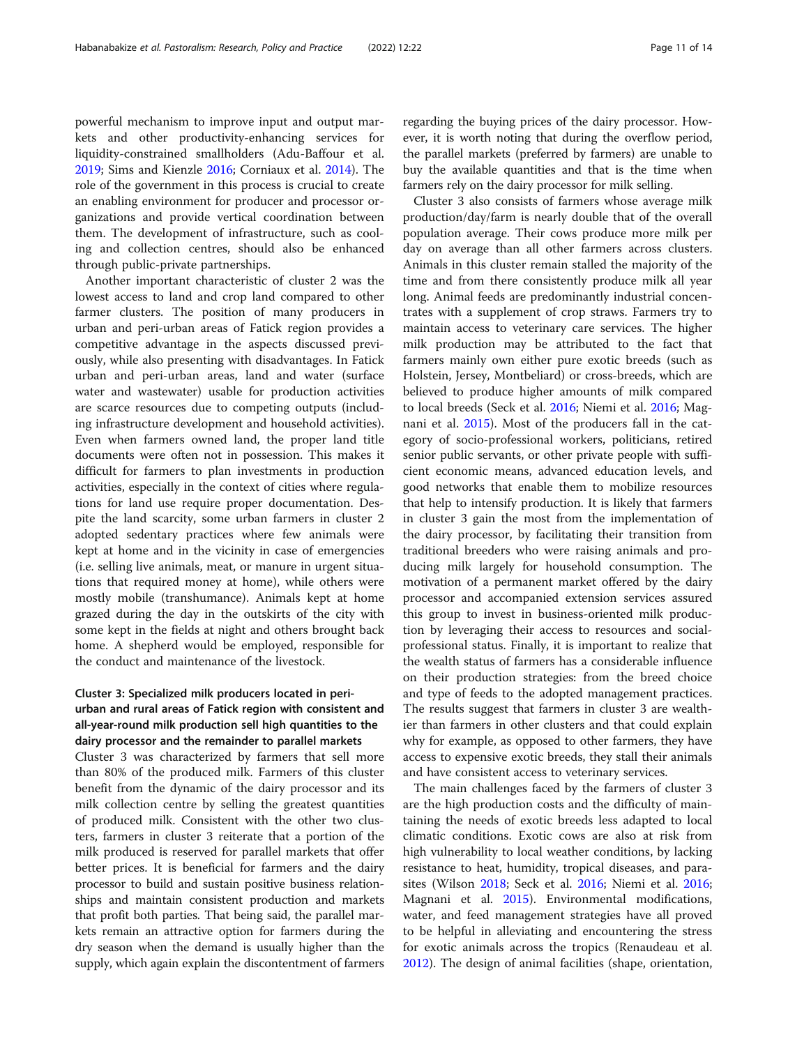powerful mechanism to improve input and output markets and other productivity-enhancing services for liquidity-constrained smallholders (Adu-Baffour et al. 2019; Sims and Kienzle 2016; Corniaux et al. 2014). The role of the government in this process is crucial to create an enabling environment for producer and processor organizations and provide vertical coordination between them. The development of infrastructure, such as cooling and collection centres, should also be enhanced through public-private partnerships.

Another important characteristic of cluster 2 was the lowest access to land and crop land compared to other farmer clusters. The position of many producers in urban and peri-urban areas of Fatick region provides a competitive advantage in the aspects discussed previously, while also presenting with disadvantages. In Fatick urban and peri-urban areas, land and water (surface water and wastewater) usable for production activities are scarce resources due to competing outputs (including infrastructure development and household activities). Even when farmers owned land, the proper land title documents were often not in possession. This makes it difficult for farmers to plan investments in production activities, especially in the context of cities where regulations for land use require proper documentation. Despite the land scarcity, some urban farmers in cluster 2 adopted sedentary practices where few animals were kept at home and in the vicinity in case of emergencies (i.e. selling live animals, meat, or manure in urgent situations that required money at home), while others were mostly mobile (transhumance). Animals kept at home grazed during the day in the outskirts of the city with some kept in the fields at night and others brought back home. A shepherd would be employed, responsible for the conduct and maintenance of the livestock.

#### Cluster 3: Specialized milk producers located in peri-urban and rural areas of Fatick region with consistent and all-year-round milk production sell high quantities to the dairy processor and the remainder to parallel markets

Cluster 3 was characterized by farmers that sell more than 80% of the produced milk. Farmers of this cluster benefit from the dynamic of the dairy processor and its milk collection centre by selling the greatest quantities of produced milk. Consistent with the other two clusters, farmers in cluster 3 reiterate that a portion of the milk produced is reserved for parallel markets that offer better prices. It is beneficial for farmers and the dairy processor to build and sustain positive business relationships and maintain consistent production and markets that profit both parties. That being said, the parallel markets remain an attractive option for farmers during the dry season when the demand is usually higher than the supply, which again explain the discontentment of farmers regarding the buying prices of the dairy processor. However, it is worth noting that during the overflow period, the parallel markets (preferred by farmers) are unable to buy the available quantities and that is the time when farmers rely on the dairy processor for milk selling.

Cluster 3 also consists of farmers whose average milk production/day/farm is nearly double that of the overall population average. Their cows produce more milk per day on average than all other farmers across clusters. Animals in this cluster remain stalled the majority of the time and from there consistently produce milk all year long. Animal feeds are predominantly industrial concentrates with a supplement of crop straws. Farmers try to maintain access to veterinary care services. The higher milk production may be attributed to the fact that farmers mainly own either pure exotic breeds (such as Holstein, Jersey, Montbeliard) or cross-breeds, which are believed to produce higher amounts of milk compared to local breeds (Seck et al. 2016; Niemi et al. 2016; Magnani et al. 2015). Most of the producers fall in the category of socio-professional workers, politicians, retired senior public servants, or other private people with sufficient economic means, advanced education levels, and good networks that enable them to mobilize resources that help to intensify production. It is likely that farmers in cluster 3 gain the most from the implementation of the dairy processor, by facilitating their transition from traditional breeders who were raising animals and producing milk largely for household consumption. The motivation of a permanent market offered by the dairy processor and accompanied extension services assured this group to invest in business-oriented milk production by leveraging their access to resources and social-professional status. Finally, it is important to realize that the wealth status of farmers has a considerable influence on their production strategies: from the breed choice and type of feeds to the adopted management practices. The results suggest that farmers in cluster 3 are wealthier than farmers in other clusters and that could explain why for example, as opposed to other farmers, they have access to expensive exotic breeds, they stall their animals and have consistent access to veterinary services.

The main challenges faced by the farmers of cluster 3 are the high production costs and the difficulty of maintaining the needs of exotic breeds less adapted to local climatic conditions. Exotic cows are also at risk from high vulnerability to local weather conditions, by lacking resistance to heat, humidity, tropical diseases, and parasites (Wilson 2018; Seck et al. 2016; Niemi et al. 2016; Magnani et al. 2015). Environmental modifications, water, and feed management strategies have all proved to be helpful in alleviating and encountering the stress for exotic animals across the tropics (Renaudeau et al. 2012). The design of animal facilities (shape, orientation,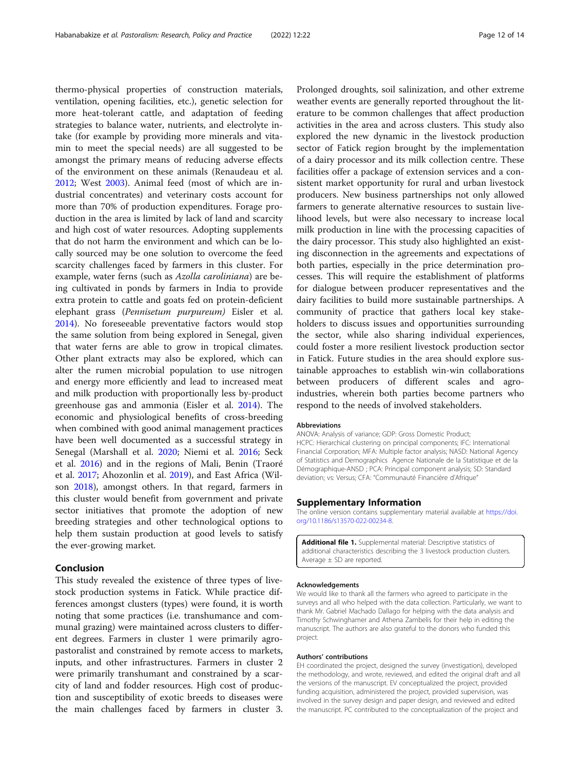thermo-physical properties of construction materials, ventilation, opening facilities, etc.), genetic selection for more heat-tolerant cattle, and adaptation of feeding strategies to balance water, nutrients, and electrolyte intake (for example by providing more minerals and vitamin to meet the special needs) are all suggested to be amongst the primary means of reducing adverse effects of the environment on these animals (Renaudeau et al. 2012; West 2003). Animal feed (most of which are industrial concentrates) and veterinary costs account for more than 70% of production expenditures. Forage production in the area is limited by lack of land and scarcity and high cost of water resources. Adopting supplements that do not harm the environment and which can be locally sourced may be one solution to overcome the feed scarcity challenges faced by farmers in this cluster. For example, water ferns (such as *Azolla caroliniana*) are being cultivated in ponds by farmers in India to provide extra protein to cattle and goats fed on protein-deficient elephant grass (*Pennisetum purpureum)* Eisler et al. 2014). No foreseeable preventative factors would stop the same solution from being explored in Senegal, given that water ferns are able to grow in tropical climates. Other plant extracts may also be explored, which can alter the rumen microbial population to use nitrogen and energy more efficiently and lead to increased meat and milk production with proportionally less by-product greenhouse gas and ammonia (Eisler et al. 2014). The economic and physiological benefits of cross-breeding when combined with good animal management practices have been well documented as a successful strategy in Senegal (Marshall et al. 2020; Niemi et al. 2016; Seck et al. 2016) and in the regions of Mali, Benin (Traoré et al. 2017; Ahozonlin et al. 2019), and East Africa (Wilson 2018), amongst others. In that regard, farmers in this cluster would benefit from government and private sector initiatives that promote the adoption of new breeding strategies and other technological options to help them sustain production at good levels to satisfy the ever-growing market.

## Conclusion

This study revealed the existence of three types of livestock production systems in Fatick. While practice differences amongst clusters (types) were found, it is worth noting that some practices (i.e. transhumance and communal grazing) were maintained across clusters to different degrees. Farmers in cluster 1 were primarily agropastoralist and constrained by remote access to markets, inputs, and other infrastructures. Farmers in cluster 2 were primarily transhumant and constrained by a scarcity of land and fodder resources. High cost of production and susceptibility of exotic breeds to diseases were the main challenges faced by farmers in cluster 3. Prolonged droughts, soil salinization, and other extreme weather events are generally reported throughout the literature to be common challenges that affect production activities in the area and across clusters. This study also explored the new dynamic in the livestock production sector of Fatick region brought by the implementation of a dairy processor and its milk collection centre. These facilities offer a package of extension services and a consistent market opportunity for rural and urban livestock producers. New business partnerships not only allowed farmers to generate alternative resources to sustain livelihood levels, but were also necessary to increase local milk production in line with the processing capacities of the dairy processor. This study also highlighted an existing disconnection in the agreements and expectations of both parties, especially in the price determination processes. This will require the establishment of platforms for dialogue between producer representatives and the dairy facilities to build more sustainable partnerships. A community of practice that gathers local key stakeholders to discuss issues and opportunities surrounding the sector, while also sharing individual experiences, could foster a more resilient livestock production sector in Fatick. Future studies in the area should explore sustainable approaches to establish win-win collaborations between producers of different scales and agro-industries, wherein both parties become partners who respond to the needs of involved stakeholders.

#### Abbreviations

ANOVA: Analysis of variance; GDP: Gross Domestic Product; HCPC: Hierarchical clustering on principal components; IFC: International Financial Corporation; MFA: Multiple factor analysis; NASD: National Agency of Statistics and Demographics Agence Nationale de la Statistique et de la Démographique-ANSD ; PCA: Principal component analysis; SD: Standard deviation; vs: Versus; CFA: "Communauté Financière d'Afrique"

## Supplementary Information

The online version contains supplementary material available at https://doi.org/10.1186/s13570-022-00234-8.

**Additional file 1.** Supplemental material: Descriptive statistics of additional characteristics describing the 3 livestock production clusters. Average ± SD are reported.

#### Acknowledgements

We would like to thank all the farmers who agreed to participate in the surveys and all who helped with the data collection. Particularly, we want to thank Mr. Gabriel Machado Dallago for helping with the data analysis and Timothy Schwinghamer and Athena Zambelis for their help in editing the manuscript. The authors are also grateful to the donors who funded this project.

#### Authors' contributions

EH coordinated the project, designed the survey (investigation), developed the methodology, and wrote, reviewed, and edited the original draft and all the versions of the manuscript. EV conceptualized the project, provided funding acquisition, administered the project, provided supervision, was involved in the survey design and paper design, and reviewed and edited the manuscript. PC contributed to the conceptualization of the project and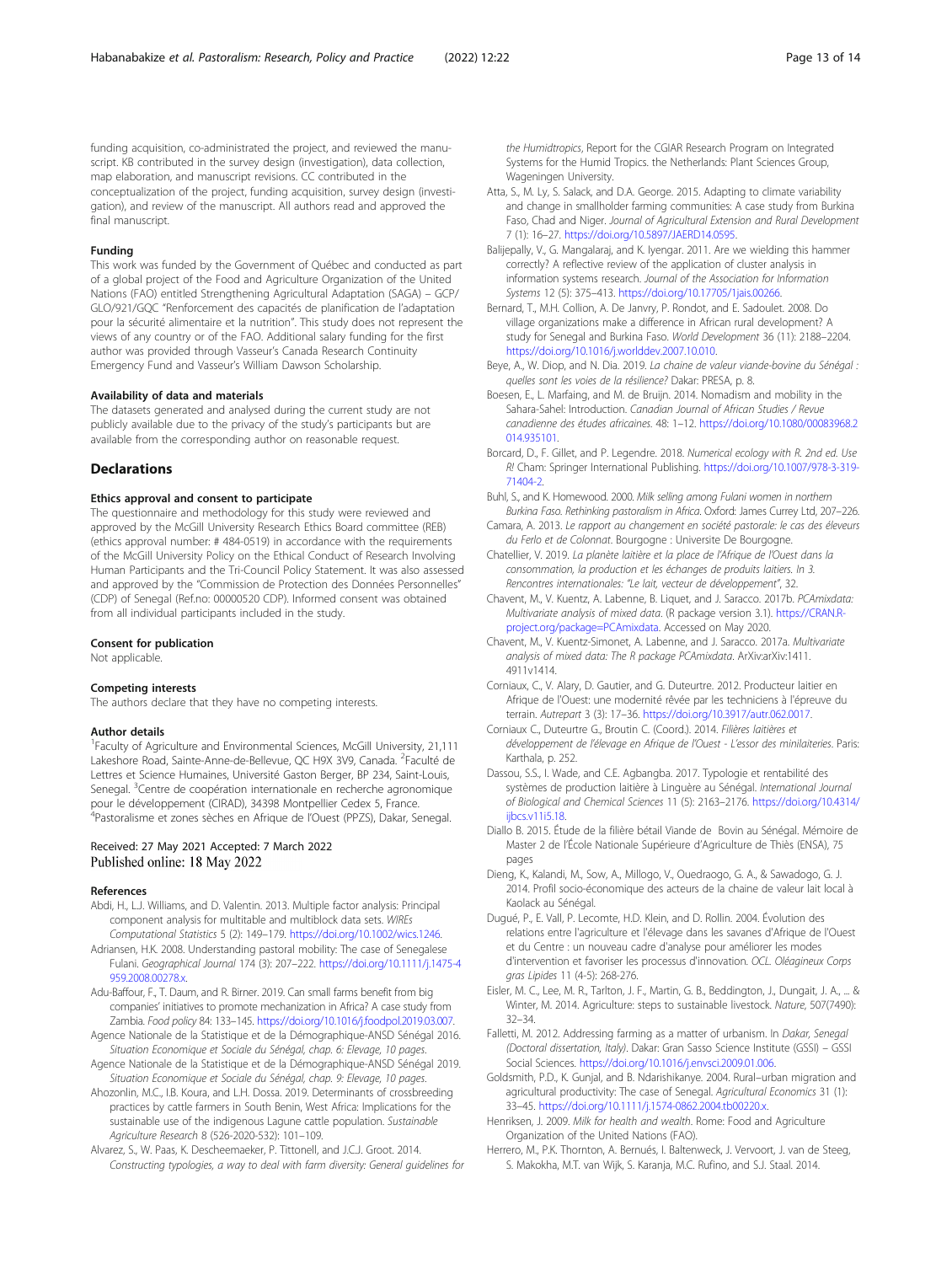funding acquisition, co-administrated the project, and reviewed the manuscript. KB contributed in the survey design (investigation), data collection, map elaboration, and manuscript revisions. CC contributed in the conceptualization of the project, funding acquisition, survey design (investigation), and review of the manuscript. All authors read and approved the final manuscript.

### Funding

This work was funded by the Government of Québec and conducted as part of a global project of the Food and Agriculture Organization of the United Nations (FAO) entitled Strengthening Agricultural Adaptation (SAGA) – GCP/GLO/921/GQC "Renforcement des capacités de planification de l'adaptation pour la sécurité alimentaire et la nutrition". This study does not represent the views of any country or of the FAO. Additional salary funding for the first author was provided through Vasseur's Canada Research Continuity Emergency Fund and Vasseur's William Dawson Scholarship.

### Availability of data and materials

The datasets generated and analysed during the current study are not publicly available due to the privacy of the study's participants but are available from the corresponding author on reasonable request.

## Declarations

### Ethics approval and consent to participate

The questionnaire and methodology for this study were reviewed and approved by the McGill University Research Ethics Board committee (REB) (ethics approval number: # 484-0519) in accordance with the requirements of the McGill University Policy on the Ethical Conduct of Research Involving Human Participants and the Tri-Council Policy Statement. It was also assessed and approved by the "Commission de Protection des Données Personnelles" (CDP) of Senegal (Ref.no: 00000520 CDP). Informed consent was obtained from all individual participants included in the study.

### Consent for publication

Not applicable.

### Competing interests

The authors declare that they have no competing interests.

### Author details

[1]Faculty of Agriculture and Environmental Sciences, McGill University, 21,111 Lakeshore Road, Sainte-Anne-de-Bellevue, QC H9X 3V9, Canada. [2]Faculté de Lettres et Science Humaines, Université Gaston Berger, BP 234, Saint-Louis, Senegal. [3]Centre de coopération internationale en recherche agronomique pour le développement (CIRAD), 34398 Montpellier Cedex 5, France. [4]Pastoralisme et zones sèches en Afrique de l'Ouest (PPZS), Dakar, Senegal.

Received: 27 May 2021 Accepted: 7 March 2022
Published online: 18 May 2022

### References

Abdi, H., L.J. Williams, and D. Valentin. 2013. Multiple factor analysis: Principal component analysis for multitable and multiblock data sets. *WIREs Computational Statistics* 5 (2): 149–179. https://doi.org/10.1002/wics.1246.

Adriansen, H.K. 2008. Understanding pastoral mobility: The case of Senegalese Fulani. *Geographical Journal* 174 (3): 207–222. https://doi.org/10.1111/j.1475-4959.2008.00278.x.

Adu-Baffour, F., T. Daum, and R. Birner. 2019. Can small farms benefit from big companies' initiatives to promote mechanization in Africa? A case study from Zambia. *Food policy* 84: 133–145. https://doi.org/10.1016/j.foodpol.2019.03.007.

Agence Nationale de la Statistique et de la Démographique-ANSD Sénégal 2016. *Situation Economique et Sociale du Sénégal, chap. 6: Elevage, 10 pages.*

Agence Nationale de la Statistique et de la Démographique-ANSD Sénégal 2019. *Situation Economique et Sociale du Sénégal, chap. 9: Elevage, 10 pages.*

Ahozonlin, M.C., I.B. Koura, and L.H. Dossa. 2019. Determinants of crossbreeding practices by cattle farmers in South Benin, West Africa: Implications for the sustainable use of the indigenous Lagune cattle population. *Sustainable Agriculture Research* 8 (526-2020-532): 101–109.

Alvarez, S., W. Paas, K. Descheemaeker, P. Tittonell, and J.C.J. Groot. 2014. *Constructing typologies, a way to deal with farm diversity: General guidelines for the Humidtropics*, Report for the CGIAR Research Program on Integrated Systems for the Humid Tropics. the Netherlands: Plant Sciences Group, Wageningen University.

Atta, S., M. Ly, S. Salack, and D.A. George. 2015. Adapting to climate variability and change in smallholder farming communities: A case study from Burkina Faso, Chad and Niger. *Journal of Agricultural Extension and Rural Development* 7 (1): 16–27. https://doi.org/10.5897/JAERD14.0595.

Balijepally, V., G. Mangalaraj, and K. Iyengar. 2011. Are we wielding this hammer correctly? A reflective review of the application of cluster analysis in information systems research. *Journal of the Association for Information Systems* 12 (5): 375–413. https://doi.org/10.17705/1jais.00266.

Bernard, T., M.H. Collion, A. De Janvry, P. Rondot, and E. Sadoulet. 2008. Do village organizations make a difference in African rural development? A study for Senegal and Burkina Faso. *World Development* 36 (11): 2188–2204. https://doi.org/10.1016/j.worlddev.2007.10.010.

Beye, A., W. Diop, and N. Dia. 2019. *La chaine de valeur viande-bovine du Sénégal : quelles sont les voies de la résilience?* Dakar: PRESA, p. 8.

Boesen, E., L. Marfaing, and M. de Bruijn. 2014. Nomadism and mobility in the Sahara-Sahel: Introduction. *Canadian Journal of African Studies / Revue canadienne des études africaines*. 48: 1–12. https://doi.org/10.1080/00083968.2014.935101.

Borcard, D., F. Gillet, and P. Legendre. 2018. *Numerical ecology with R. 2nd ed. Use R!* Cham: Springer International Publishing. https://doi.org/10.1007/978-3-319-71404-2.

Buhl, S., and K. Homewood. 2000. *Milk selling among Fulani women in northern Burkina Faso. Rethinking pastoralism in Africa.* Oxford: James Currey Ltd, 207–226.

Camara, A. 2013. *Le rapport au changement en société pastorale: le cas des éleveurs du Ferlo et de Colonnat*. Bourgogne : Universite De Bourgogne.

Chatellier, V. 2019. *La planète laitière et la place de l'Afrique de l'Ouest dans la consommation, la production et les échanges de produits laitiers. In 3. Rencontres internationales: "Le lait, vecteur de développement"*, 32.

Chavent, M., V. Kuentz, A. Labenne, B. Liquet, and J. Saracco. 2017b. *PCAmixdata: Multivariate analysis of mixed data*. (R package version 3.1). https://CRAN.R-project.org/package=PCAmixdata. Accessed on May 2020.

Chavent, M., V. Kuentz-Simonet, A. Labenne, and J. Saracco. 2017a. *Multivariate analysis of mixed data: The R package PCAmixdata*. ArXiv:arXiv:1411.4911v1414.

Corniaux, C., V. Alary, D. Gautier, and G. Duteurtre. 2012. Producteur laitier en Afrique de l'Ouest: une modernité rêvée par les techniciens à l'épreuve du terrain. *Autrepart* 3 (3): 17–36. https://doi.org/10.3917/autr.062.0017.

Corniaux C., Duteurtre G., Broutin C. (Coord.). 2014. *Filières laitières et développement de l'élevage en Afrique de l'Ouest - L'essor des minilaiteries*. Paris: Karthala, p. 252.

Dassou, S.S., I. Wade, and C.E. Agbangba. 2017. Typologie et rentabilité des systèmes de production laitière à Linguère au Sénégal. *International Journal of Biological and Chemical Sciences* 11 (5): 2163–2176. https://doi.org/10.4314/ijbcs.v11i5.18.

Diallo B. 2015. Étude de la filière bétail Viande de Bovin au Sénégal. Mémoire de Master 2 de l'École Nationale Supérieure d'Agriculture de Thiès (ENSA), 75 pages

Dieng, K., Kalandi, M., Sow, A., Millogo, V., Ouedraogo, G. A., & Sawadogo, G. J. 2014. Profil socio-économique des acteurs de la chaine de valeur lait local à Kaolack au Sénégal.

Dugué, P., E. Vall, P. Lecomte, H.D. Klein, and D. Rollin. 2004. Évolution des relations entre l'agriculture et l'élevage dans les savanes d'Afrique de l'Ouest et du Centre : un nouveau cadre d'analyse pour améliorer les modes d'intervention et favoriser les processus d'innovation. *OCL. Oléagineux Corps gras Lipides* 11 (4-5): 268-276.

Eisler, M. C., Lee, M. R., Tarlton, J. F., Martin, G. B., Beddington, J., Dungait, J. A., ... & Winter, M. 2014. Agriculture: steps to sustainable livestock. *Nature*, 507(7490): 32–34.

Falletti, M. 2012. Addressing farming as a matter of urbanism. In *Dakar, Senegal (Doctoral dissertation, Italy)*. Dakar: Gran Sasso Science Institute (GSSI) – GSSI Social Sciences. https://doi.org/10.1016/j.envsci.2009.01.006.

Goldsmith, P.D., K. Gunjal, and B. Ndarishikanye. 2004. Rural–urban migration and agricultural productivity: The case of Senegal. *Agricultural Economics* 31 (1): 33–45. https://doi.org/10.1111/j.1574-0862.2004.tb00220.x.

Henriksen, J. 2009. *Milk for health and wealth*. Rome: Food and Agriculture Organization of the United Nations (FAO).

Herrero, M., P.K. Thornton, A. Bernués, I. Baltenweck, J. Vervoort, J. van de Steeg, S. Makokha, M.T. van Wijk, S. Karanja, M.C. Rufino, and S.J. Staal. 2014.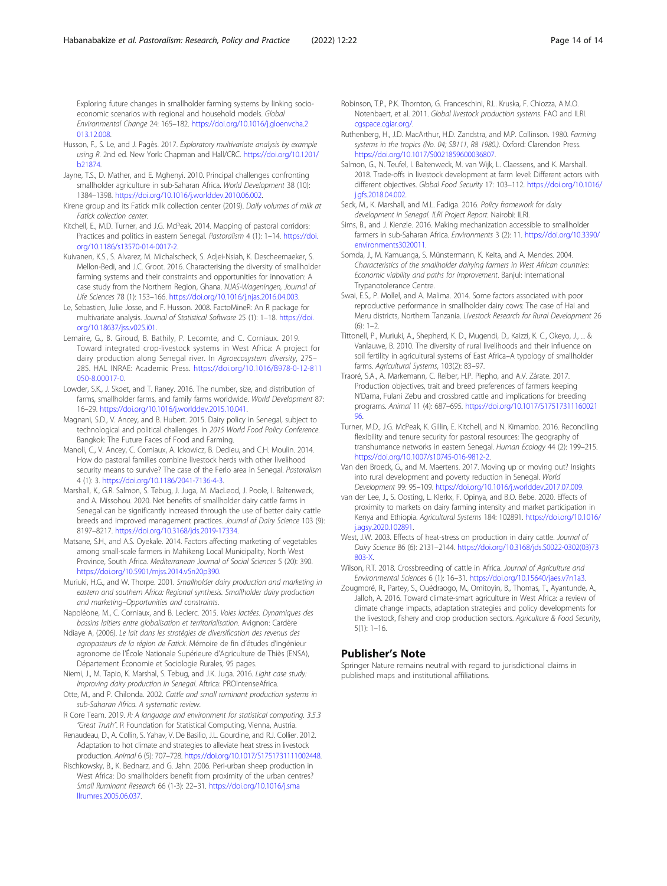Exploring future changes in smallholder farming systems by linking socio-economic scenarios with regional and household models. *Global Environmental Change* 24: 165–182. https://doi.org/10.1016/j.gloenvcha.2013.12.008.

Husson, F., S. Le, and J. Pagès. 2017. *Exploratory multivariate analysis by example using R*. 2nd ed. New York: Chapman and Hall/CRC. https://doi.org/10.1201/b21874.

Jayne, T.S., D. Mather, and E. Mghenyi. 2010. Principal challenges confronting smallholder agriculture in sub-Saharan Africa. *World Development* 38 (10): 1384–1398. https://doi.org/10.1016/j.worlddev.2010.06.002.

Kirene group and its Fatick milk collection center (2019). *Daily volumes of milk at Fatick collection center*.

Kitchell, E., M.D. Turner, and J.G. McPeak. 2014. Mapping of pastoral corridors: Practices and politics in eastern Senegal. *Pastoralism* 4 (1): 1–14. https://doi.org/10.1186/s13570-014-0017-2.

Kuivanen, K.S., S. Alvarez, M. Michalscheck, S. Adjei-Nsiah, K. Descheemaeker, S. Mellon-Bedi, and J.C. Groot. 2016. Characterising the diversity of smallholder farming systems and their constraints and opportunities for innovation: A case study from the Northern Region, Ghana. *NJAS-Wageningen, Journal of Life Sciences* 78 (1): 153–166. https://doi.org/10.1016/j.njas.2016.04.003.

Le, Sebastien, Julie Josse, and F. Husson. 2008. FactoMineR: An R package for multivariate analysis. *Journal of Statistical Software* 25 (1): 1–18. https://doi.org/10.18637/jss.v025.i01.

Lemaire, G., B. Giroud, B. Bathily, P. Lecomte, and C. Corniaux. 2019. Toward integrated crop-livestock systems in West Africa: A project for dairy production along Senegal river. In *Agroecosystem diversity*, 275–285. HAL INRAE: Academic Press. https://doi.org/10.1016/B978-0-12-811050-8.00017-0.

Lowder, S.K., J. Skoet, and T. Raney. 2016. The number, size, and distribution of farms, smallholder farms, and family farms worldwide. *World Development* 87: 16–29. https://doi.org/10.1016/j.worlddev.2015.10.041.

Magnani, S.D., V. Ancey, and B. Hubert. 2015. Dairy policy in Senegal, subject to technological and political challenges. In *2015 World Food Policy Conference*. Bangkok: The Future Faces of Food and Farming.

Manoli, C., V. Ancey, C. Corniaux, A. Ickowicz, B. Dedieu, and C.H. Moulin. 2014. How do pastoral families combine livestock herds with other livelihood security means to survive? The case of the Ferlo area in Senegal. *Pastoralism* 4 (1): 3. https://doi.org/10.1186/2041-7136-4-3.

Marshall, K., G.R. Salmon, S. Tebug, J. Juga, M. MacLeod, J. Poole, I. Baltenweck, and A. Missohou. 2020. Net benefits of smallholder dairy cattle farms in Senegal can be significantly increased through the use of better dairy cattle breeds and improved management practices. *Journal of Dairy Science* 103 (9): 8197–8217. https://doi.org/10.3168/jds.2019-17334.

Matsane, S.H., and A.S. Oyekale. 2014. Factors affecting marketing of vegetables among small-scale farmers in Mahikeng Local Municipality, North West Province, South Africa. *Mediterranean Journal of Social Sciences* 5 (20): 390. https://doi.org/10.5901/mjss.2014.v5n20p390.

Muriuki, H.G., and W. Thorpe. 2001. *Smallholder dairy production and marketing in eastern and southern Africa: Regional synthesis. Smallholder dairy production and marketing–Opportunities and constraints*.

Napoléone, M., C. Corniaux, and B. Leclerc. 2015. *Voies lactées. Dynamiques des bassins laitiers entre globalisation et territorialisation*. Avignon: Cardère

Ndiaye A, (2006). *Le lait dans les stratégies de diversification des revenus des agropasteurs de la région de Fatick*. Mémoire de fin d'études d'ingénieur agronome de l'École Nationale Supérieure d'Agriculture de Thiès (ENSA), Département Économie et Sociologie Rurales, 95 pages.

Niemi, J., M. Tapio, K. Marshal, S. Tebug, and J.K. Juga. 2016. *Light case study: Improving dairy production in Senegal*. Africa: PROIntenseAfrica.

Otte, M., and P. Chilonda. 2002. *Cattle and small ruminant production systems in sub-Saharan Africa. A systematic review*.

R Core Team. 2019. *R: A language and environment for statistical computing. 3.5.3 "Great Truth"*. R Foundation for Statistical Computing, Vienna, Austria.

Renaudeau, D., A. Collin, S. Yahav, V. De Basilio, J.L. Gourdine, and R.J. Collier. 2012. Adaptation to hot climate and strategies to alleviate heat stress in livestock production. *Animal* 6 (5): 707–728. https://doi.org/10.1017/S1751731111002448.

Rischkowsky, B., K. Bednarz, and G. Jahn. 2006. Peri-urban sheep production in West Africa: Do smallholders benefit from proximity of the urban centres? *Small Ruminant Research* 66 (1-3): 22–31. https://doi.org/10.1016/j.smallrumres.2005.06.037.

Robinson, T.P., P.K. Thornton, G. Franceschini, R.L. Kruska, F. Chiozza, A.M.O. Notenbaert, et al. 2011. *Global livestock production systems*. FAO and ILRI. cgspace.cgiar.org/.

Ruthenberg, H., J.D. MacArthur, H.D. Zandstra, and M.P. Collinson. 1980. *Farming systems in the tropics (No. 04; SB111, R8 1980.)*. Oxford: Clarendon Press. https://doi.org/10.1017/S0021859600036807.

Salmon, G., N. Teufel, I. Baltenweck, M. van Wijk, L. Claessens, and K. Marshall. 2018. Trade-offs in livestock development at farm level: Different actors with different objectives. *Global Food Security* 17: 103–112. https://doi.org/10.1016/j.gfs.2018.04.002.

Seck, M., K. Marshall, and M.L. Fadiga. 2016. *Policy framework for dairy development in Senegal. ILRI Project Report*. Nairobi: ILRI.

Sims, B., and J. Kienzle. 2016. Making mechanization accessible to smallholder farmers in sub-Saharan Africa. *Environments* 3 (2): 11. https://doi.org/10.3390/environments3020011.

Somda, J., M. Kamuanga, S. Münstermann, K. Keita, and A. Mendes. 2004. *Characteristics of the smallholder dairying farmers in West African countries: Economic viability and paths for improvement*. Banjul: International Trypanotolerance Centre.

Swai, E.S., P. Mollel, and A. Malima. 2014. Some factors associated with poor reproductive performance in smallholder dairy cows: The case of Hai and Meru districts, Northern Tanzania. *Livestock Research for Rural Development* 26 (6): 1–2.

Tittonell, P., Muriuki, A., Shepherd, K. D., Mugendi, D., Kaizzi, K. C., Okeyo, J., ... & Vanlauwe, B. 2010. The diversity of rural livelihoods and their influence on soil fertility in agricultural systems of East Africa–A typology of smallholder farms. *Agricultural Systems*, 103(2): 83–97.

Traoré, S.A., A. Markemann, C. Reiber, H.P. Piepho, and A.V. Zárate. 2017. Production objectives, trait and breed preferences of farmers keeping N'Dama, Fulani Zebu and crossbred cattle and implications for breeding programs. *Animal* 11 (4): 687–695. https://doi.org/10.1017/S1751731116002196.

Turner, M.D., J.G. McPeak, K. Gillin, E. Kitchell, and N. Kimambo. 2016. Reconciling flexibility and tenure security for pastoral resources: The geography of transhumance networks in eastern Senegal. *Human Ecology* 44 (2): 199–215. https://doi.org/10.1007/s10745-016-9812-2.

Van den Broeck, G., and M. Maertens. 2017. Moving up or moving out? Insights into rural development and poverty reduction in Senegal. *World Development* 99: 95–109. https://doi.org/10.1016/j.worlddev.2017.07.009.

van der Lee, J., S. Oosting, L. Klerkx, F. Opinya, and B.O. Bebe. 2020. Effects of proximity to markets on dairy farming intensity and market participation in Kenya and Ethiopia. *Agricultural Systems* 184: 102891. https://doi.org/10.1016/j.agsy.2020.102891.

West, J.W. 2003. Effects of heat-stress on production in dairy cattle. *Journal of Dairy Science* 86 (6): 2131–2144. https://doi.org/10.3168/jds.S0022-0302(03)73803-X.

Wilson, R.T. 2018. Crossbreeding of cattle in Africa. *Journal of Agriculture and Environmental Sciences* 6 (1): 16–31. https://doi.org/10.15640/jaes.v7n1a3.

Zougmoré, R., Partey, S., Ouédraogo, M., Omitoyin, B., Thomas, T., Ayantunde, A., Jalloh, A. 2016. Toward climate-smart agriculture in West Africa: a review of climate change impacts, adaptation strategies and policy developments for the livestock, fishery and crop production sectors. *Agriculture & Food Security*, 5(1): 1–16.

## Publisher's Note

Springer Nature remains neutral with regard to jurisdictional claims in published maps and institutional affiliations.